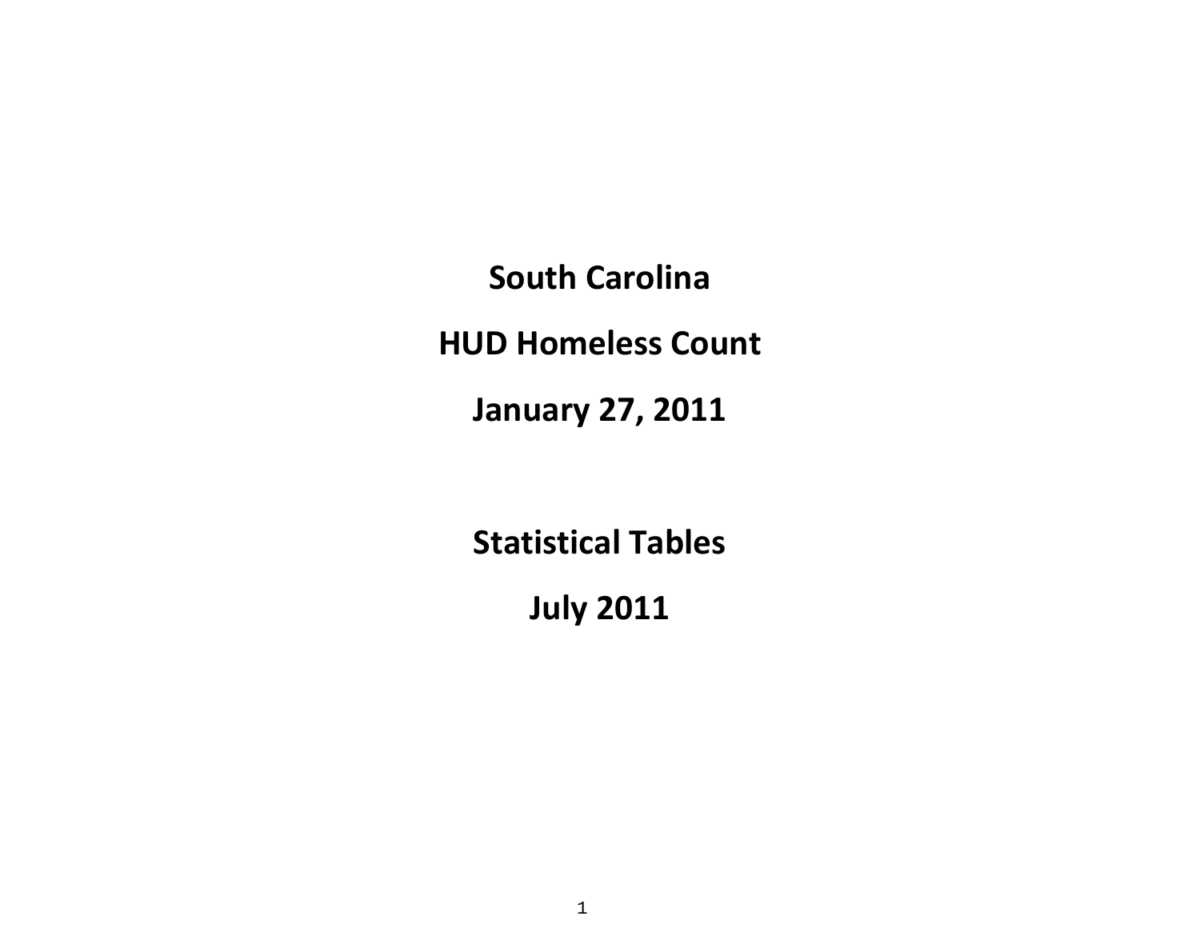# South Carolina

# HUD Homeless Count

# January 27, 2011

# Statistical Tables

# July 2011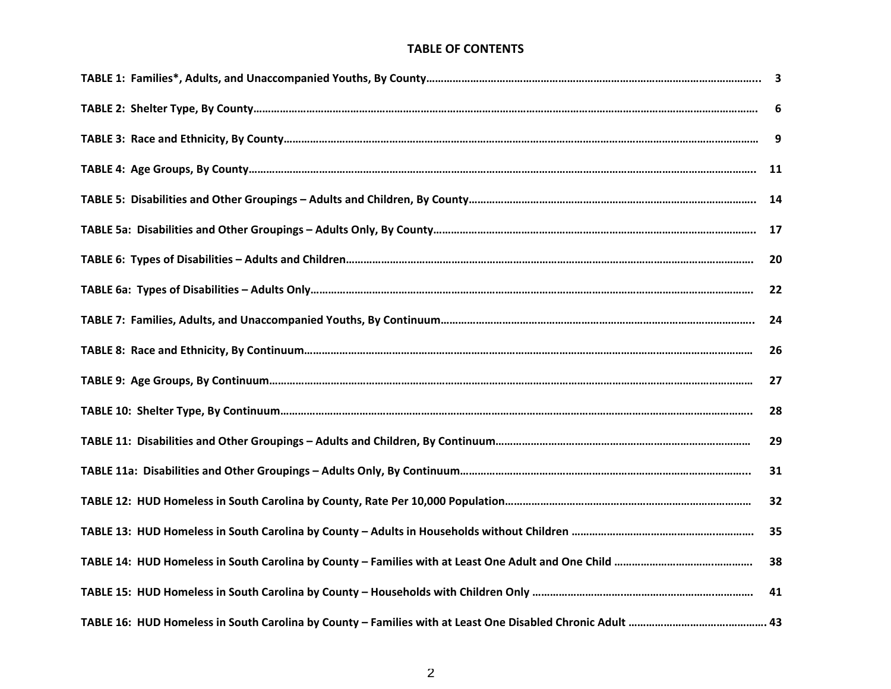# TABLE OF CONTENTS

| | |
|---|---|
| **TABLE 1: Families*, Adults, and Unaccompanied Youths, By County** | **3** |
| **TABLE 2: Shelter Type, By County** | **6** |
| **TABLE 3: Race and Ethnicity, By County** | **9** |
| **TABLE 4: Age Groups, By County** | **11** |
| **TABLE 5: Disabilities and Other Groupings – Adults and Children, By County** | **14** |
| **TABLE 5a: Disabilities and Other Groupings – Adults Only, By County** | **17** |
| **TABLE 6: Types of Disabilities – Adults and Children** | **20** |
| **TABLE 6a: Types of Disabilities – Adults Only** | **22** |
| **TABLE 7: Families, Adults, and Unaccompanied Youths, By Continuum** | **24** |
| **TABLE 8: Race and Ethnicity, By Continuum** | **26** |
| **TABLE 9: Age Groups, By Continuum** | **27** |
| **TABLE 10: Shelter Type, By Continuum** | **28** |
| **TABLE 11: Disabilities and Other Groupings – Adults and Children, By Continuum** | **29** |
| **TABLE 11a: Disabilities and Other Groupings – Adults Only, By Continuum** | **31** |
| **TABLE 12: HUD Homeless in South Carolina by County, Rate Per 10,000 Population** | **32** |
| **TABLE 13: HUD Homeless in South Carolina by County – Adults in Households without Children** | **35** |
| **TABLE 14: HUD Homeless in South Carolina by County – Families with at Least One Adult and One Child** | **38** |
| **TABLE 15: HUD Homeless in South Carolina by County – Households with Children Only** | **41** |
| **TABLE 16: HUD Homeless in South Carolina by County – Families with at Least One Disabled Chronic Adult** | **43** |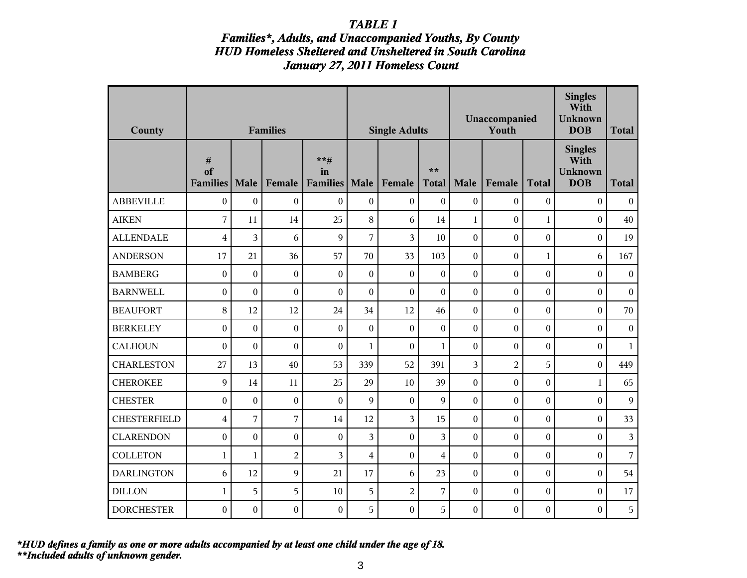***TABLE 1***
***Families\*, Adults, and Unaccompanied Youths, By County***
***HUD Homeless Sheltered and Unsheltered in South Carolina***
***January 27, 2011 Homeless Count***

| County | Families | | | | Single Adults | | | Unaccompanied Youth | | | Singles With Unknown DOB | Total |
|---|---|---|---|---|---|---|---|---|---|---|---|---|
| | # of Families | Male | Female | **# in Families | Male | Female | ** Total | Male | Female | Total | Singles With Unknown DOB | Total |
| ABBEVILLE | 0 | 0 | 0 | 0 | 0 | 0 | 0 | 0 | 0 | 0 | 0 | 0 |
| AIKEN | 7 | 11 | 14 | 25 | 8 | 6 | 14 | 1 | 0 | 1 | 0 | 40 |
| ALLENDALE | 4 | 3 | 6 | 9 | 7 | 3 | 10 | 0 | 0 | 0 | 0 | 19 |
| ANDERSON | 17 | 21 | 36 | 57 | 70 | 33 | 103 | 0 | 0 | 1 | 6 | 167 |
| BAMBERG | 0 | 0 | 0 | 0 | 0 | 0 | 0 | 0 | 0 | 0 | 0 | 0 |
| BARNWELL | 0 | 0 | 0 | 0 | 0 | 0 | 0 | 0 | 0 | 0 | 0 | 0 |
| BEAUFORT | 8 | 12 | 12 | 24 | 34 | 12 | 46 | 0 | 0 | 0 | 0 | 70 |
| BERKELEY | 0 | 0 | 0 | 0 | 0 | 0 | 0 | 0 | 0 | 0 | 0 | 0 |
| CALHOUN | 0 | 0 | 0 | 0 | 1 | 0 | 1 | 0 | 0 | 0 | 0 | 1 |
| CHARLESTON | 27 | 13 | 40 | 53 | 339 | 52 | 391 | 3 | 2 | 5 | 0 | 449 |
| CHEROKEE | 9 | 14 | 11 | 25 | 29 | 10 | 39 | 0 | 0 | 0 | 1 | 65 |
| CHESTER | 0 | 0 | 0 | 0 | 9 | 0 | 9 | 0 | 0 | 0 | 0 | 9 |
| CHESTERFIELD | 4 | 7 | 7 | 14 | 12 | 3 | 15 | 0 | 0 | 0 | 0 | 33 |
| CLARENDON | 0 | 0 | 0 | 0 | 3 | 0 | 3 | 0 | 0 | 0 | 0 | 3 |
| COLLETON | 1 | 1 | 2 | 3 | 4 | 0 | 4 | 0 | 0 | 0 | 0 | 7 |
| DARLINGTON | 6 | 12 | 9 | 21 | 17 | 6 | 23 | 0 | 0 | 0 | 0 | 54 |
| DILLON | 1 | 5 | 5 | 10 | 5 | 2 | 7 | 0 | 0 | 0 | 0 | 17 |
| DORCHESTER | 0 | 0 | 0 | 0 | 5 | 0 | 5 | 0 | 0 | 0 | 0 | 5 |

***\*HUD defines a family as one or more adults accompanied by at least one child under the age of 18.***
***\*\*Included adults of unknown gender.***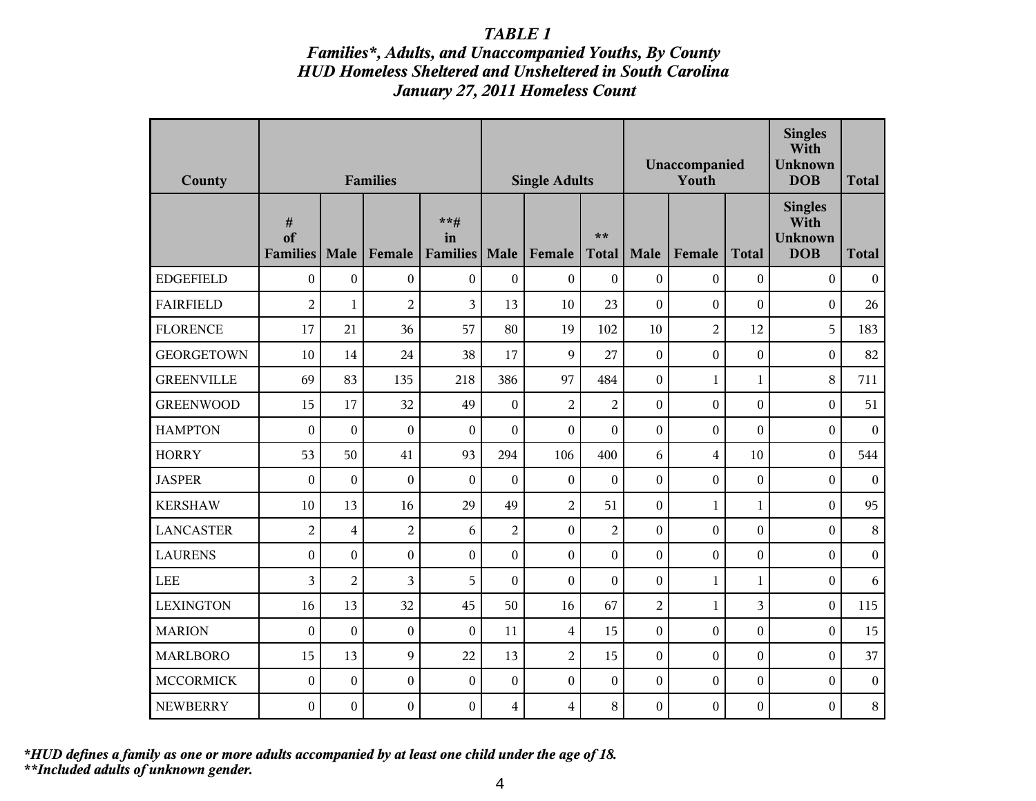# *TABLE 1*
## *Families\*, Adults, and Unaccompanied Youths, By County*
## *HUD Homeless Sheltered and Unsheltered in South Carolina*
## *January 27, 2011 Homeless Count*

| County | Families | | | | Single Adults | | | Unaccompanied Youth | | | Singles With Unknown DOB | Total |
|---|---|---|---|---|---|---|---|---|---|---|---|---|
| | # of Families | Male | Female | **# in Families | Male | Female | ** Total | Male | Female | Total | Singles With Unknown DOB | Total |
| EDGEFIELD | 0 | 0 | 0 | 0 | 0 | 0 | 0 | 0 | 0 | 0 | 0 | 0 |
| FAIRFIELD | 2 | 1 | 2 | 3 | 13 | 10 | 23 | 0 | 0 | 0 | 0 | 26 |
| FLORENCE | 17 | 21 | 36 | 57 | 80 | 19 | 102 | 10 | 2 | 12 | 5 | 183 |
| GEORGETOWN | 10 | 14 | 24 | 38 | 17 | 9 | 27 | 0 | 0 | 0 | 0 | 82 |
| GREENVILLE | 69 | 83 | 135 | 218 | 386 | 97 | 484 | 0 | 1 | 1 | 8 | 711 |
| GREENWOOD | 15 | 17 | 32 | 49 | 0 | 2 | 2 | 0 | 0 | 0 | 0 | 51 |
| HAMPTON | 0 | 0 | 0 | 0 | 0 | 0 | 0 | 0 | 0 | 0 | 0 | 0 |
| HORRY | 53 | 50 | 41 | 93 | 294 | 106 | 400 | 6 | 4 | 10 | 0 | 544 |
| JASPER | 0 | 0 | 0 | 0 | 0 | 0 | 0 | 0 | 0 | 0 | 0 | 0 |
| KERSHAW | 10 | 13 | 16 | 29 | 49 | 2 | 51 | 0 | 1 | 1 | 0 | 95 |
| LANCASTER | 2 | 4 | 2 | 6 | 2 | 0 | 2 | 0 | 0 | 0 | 0 | 8 |
| LAURENS | 0 | 0 | 0 | 0 | 0 | 0 | 0 | 0 | 0 | 0 | 0 | 0 |
| LEE | 3 | 2 | 3 | 5 | 0 | 0 | 0 | 0 | 1 | 1 | 0 | 6 |
| LEXINGTON | 16 | 13 | 32 | 45 | 50 | 16 | 67 | 2 | 1 | 3 | 0 | 115 |
| MARION | 0 | 0 | 0 | 0 | 11 | 4 | 15 | 0 | 0 | 0 | 0 | 15 |
| MARLBORO | 15 | 13 | 9 | 22 | 13 | 2 | 15 | 0 | 0 | 0 | 0 | 37 |
| MCCORMICK | 0 | 0 | 0 | 0 | 0 | 0 | 0 | 0 | 0 | 0 | 0 | 0 |
| NEWBERRY | 0 | 0 | 0 | 0 | 4 | 4 | 8 | 0 | 0 | 0 | 0 | 8 |

***HUD defines a family as one or more adults accompanied by at least one child under the age of 18.***
***\*\*Included adults of unknown gender.***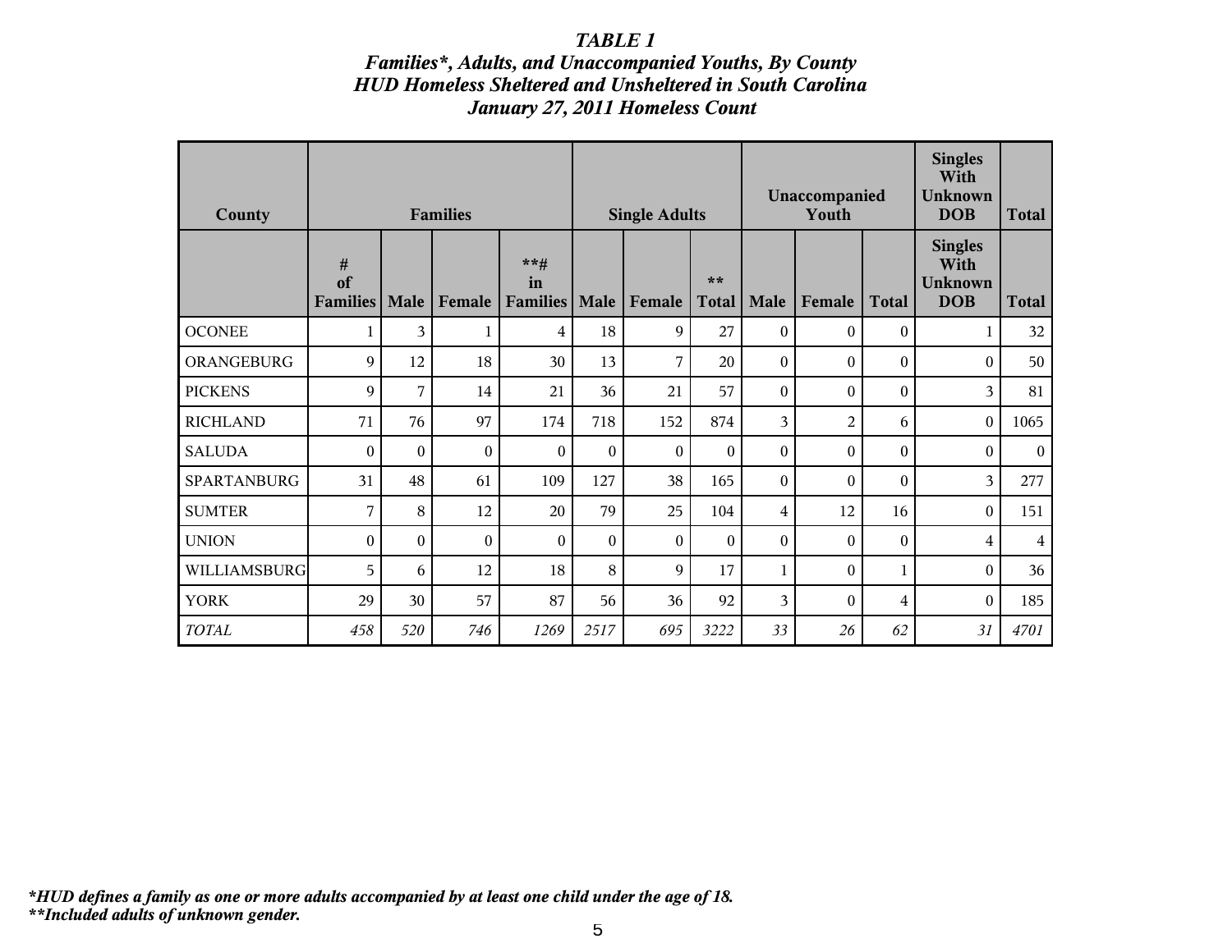### *TABLE 1*
### *Families*, Adults, and Unaccompanied Youths, By County*
### *HUD Homeless Sheltered and Unsheltered in South Carolina*
### *January 27, 2011 Homeless Count*

| County | Families | | | | Single Adults | | | Unaccompanied Youth | | | Singles With Unknown DOB | Total |
|---|---|---|---|---|---|---|---|---|---|---|---|---|
| | # of Families | Male | Female | **# in Families | Male | Female | ** Total | Male | Female | Total | Singles With Unknown DOB | Total |
| OCONEE | 1 | 3 | 1 | 4 | 18 | 9 | 27 | 0 | 0 | 0 | 1 | 32 |
| ORANGEBURG | 9 | 12 | 18 | 30 | 13 | 7 | 20 | 0 | 0 | 0 | 0 | 50 |
| PICKENS | 9 | 7 | 14 | 21 | 36 | 21 | 57 | 0 | 0 | 0 | 3 | 81 |
| RICHLAND | 71 | 76 | 97 | 174 | 718 | 152 | 874 | 3 | 2 | 6 | 0 | 1065 |
| SALUDA | 0 | 0 | 0 | 0 | 0 | 0 | 0 | 0 | 0 | 0 | 0 | 0 |
| SPARTANBURG | 31 | 48 | 61 | 109 | 127 | 38 | 165 | 0 | 0 | 0 | 3 | 277 |
| SUMTER | 7 | 8 | 12 | 20 | 79 | 25 | 104 | 4 | 12 | 16 | 0 | 151 |
| UNION | 0 | 0 | 0 | 0 | 0 | 0 | 0 | 0 | 0 | 0 | 4 | 4 |
| WILLIAMSBURG | 5 | 6 | 12 | 18 | 8 | 9 | 17 | 1 | 0 | 1 | 0 | 36 |
| YORK | 29 | 30 | 57 | 87 | 56 | 36 | 92 | 3 | 0 | 4 | 0 | 185 |
| *TOTAL* | *458* | *520* | *746* | *1269* | *2517* | *695* | *3222* | *33* | *26* | *62* | *31* | *4701* |

***HUD defines a family as one or more adults accompanied by at least one child under the age of 18.***
*****Included adults of unknown gender.***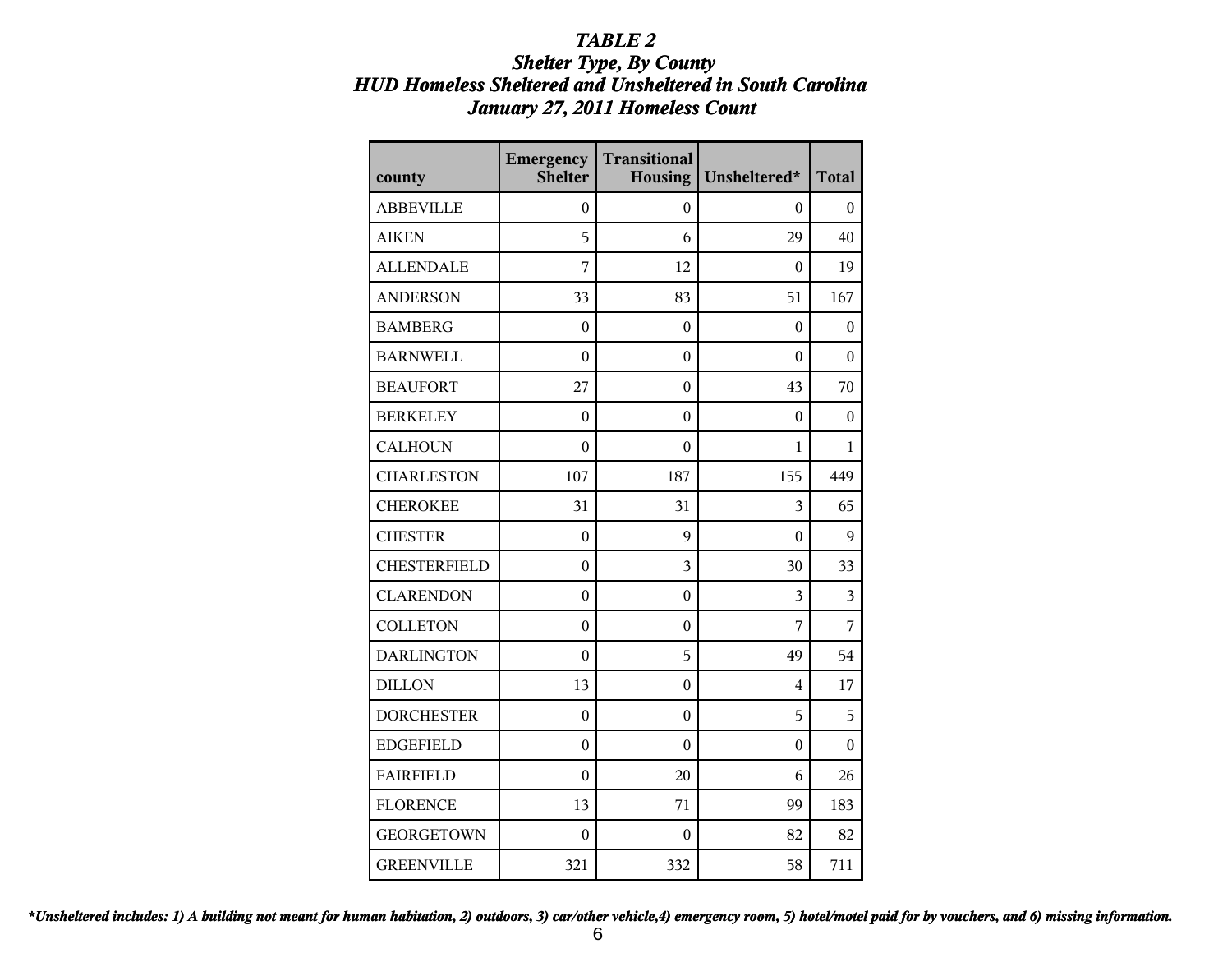# *TABLE 2*
## *Shelter Type, By County*
## *HUD Homeless Sheltered and Unsheltered in South Carolina*
## *January 27, 2011 Homeless Count*

| county | Emergency Shelter | Transitional Housing | Unsheltered* | Total |
|---|---|---|---|---|
| ABBEVILLE | 0 | 0 | 0 | 0 |
| AIKEN | 5 | 6 | 29 | 40 |
| ALLENDALE | 7 | 12 | 0 | 19 |
| ANDERSON | 33 | 83 | 51 | 167 |
| BAMBERG | 0 | 0 | 0 | 0 |
| BARNWELL | 0 | 0 | 0 | 0 |
| BEAUFORT | 27 | 0 | 43 | 70 |
| BERKELEY | 0 | 0 | 0 | 0 |
| CALHOUN | 0 | 0 | 1 | 1 |
| CHARLESTON | 107 | 187 | 155 | 449 |
| CHEROKEE | 31 | 31 | 3 | 65 |
| CHESTER | 0 | 9 | 0 | 9 |
| CHESTERFIELD | 0 | 3 | 30 | 33 |
| CLARENDON | 0 | 0 | 3 | 3 |
| COLLETON | 0 | 0 | 7 | 7 |
| DARLINGTON | 0 | 5 | 49 | 54 |
| DILLON | 13 | 0 | 4 | 17 |
| DORCHESTER | 0 | 0 | 5 | 5 |
| EDGEFIELD | 0 | 0 | 0 | 0 |
| FAIRFIELD | 0 | 20 | 6 | 26 |
| FLORENCE | 13 | 71 | 99 | 183 |
| GEORGETOWN | 0 | 0 | 82 | 82 |
| GREENVILLE | 321 | 332 | 58 | 711 |

***Unsheltered includes: 1) A building not meant for human habitation, 2) outdoors, 3) car/other vehicle,4) emergency room, 5) hotel/motel paid for by vouchers, and 6) missing information.***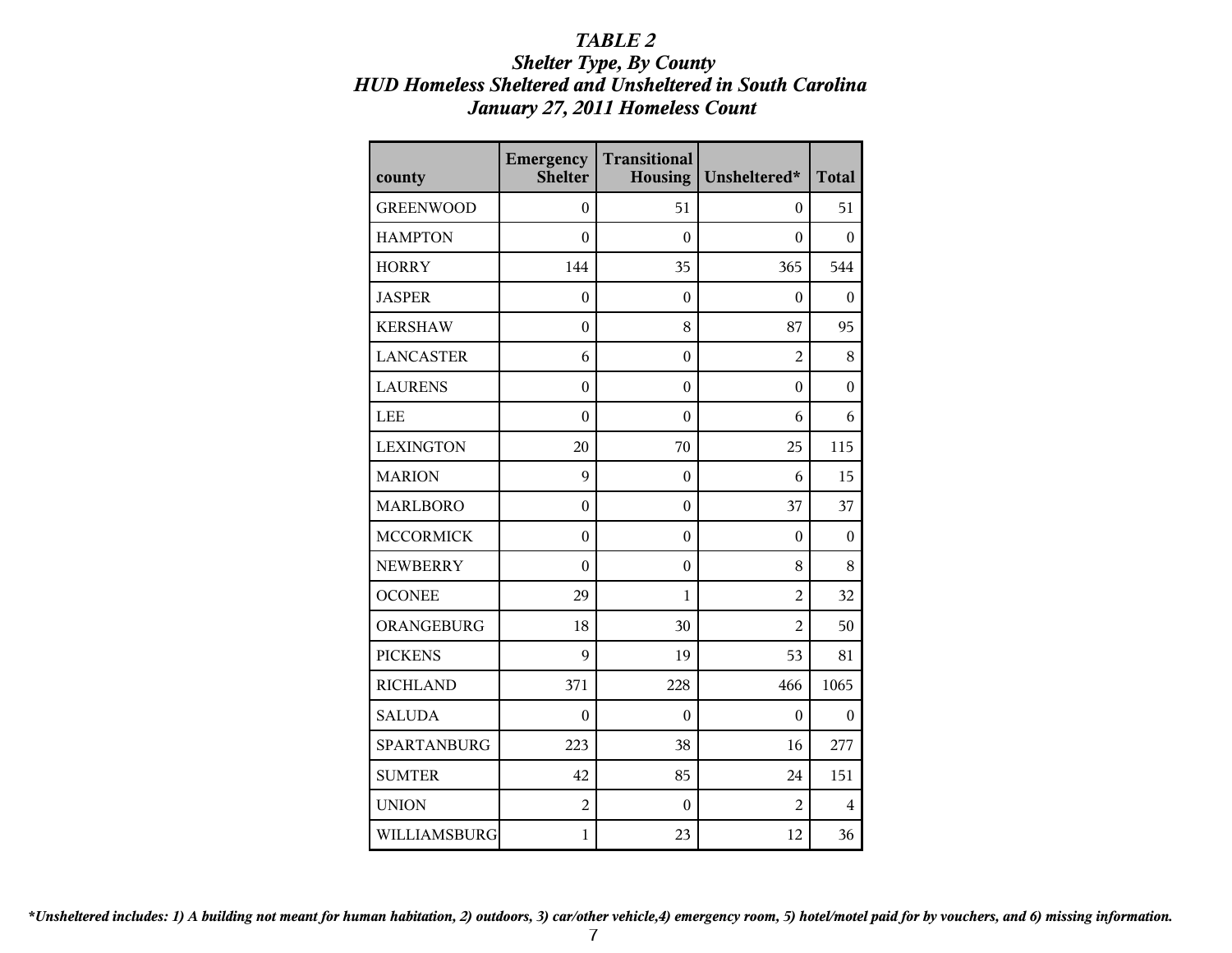# *TABLE 2*
## *Shelter Type, By County*
## *HUD Homeless Sheltered and Unsheltered in South Carolina*
## *January 27, 2011 Homeless Count*

| county | Emergency Shelter | Transitional Housing | Unsheltered* | Total |
|---|---|---|---|---|
| GREENWOOD | 0 | 51 | 0 | 51 |
| HAMPTON | 0 | 0 | 0 | 0 |
| HORRY | 144 | 35 | 365 | 544 |
| JASPER | 0 | 0 | 0 | 0 |
| KERSHAW | 0 | 8 | 87 | 95 |
| LANCASTER | 6 | 0 | 2 | 8 |
| LAURENS | 0 | 0 | 0 | 0 |
| LEE | 0 | 0 | 6 | 6 |
| LEXINGTON | 20 | 70 | 25 | 115 |
| MARION | 9 | 0 | 6 | 15 |
| MARLBORO | 0 | 0 | 37 | 37 |
| MCCORMICK | 0 | 0 | 0 | 0 |
| NEWBERRY | 0 | 0 | 8 | 8 |
| OCONEE | 29 | 1 | 2 | 32 |
| ORANGEBURG | 18 | 30 | 2 | 50 |
| PICKENS | 9 | 19 | 53 | 81 |
| RICHLAND | 371 | 228 | 466 | 1065 |
| SALUDA | 0 | 0 | 0 | 0 |
| SPARTANBURG | 223 | 38 | 16 | 277 |
| SUMTER | 42 | 85 | 24 | 151 |
| UNION | 2 | 0 | 2 | 4 |
| WILLIAMSBURG | 1 | 23 | 12 | 36 |

***Unsheltered includes: 1) A building not meant for human habitation, 2) outdoors, 3) car/other vehicle,4) emergency room, 5) hotel/motel paid for by vouchers, and 6) missing information.***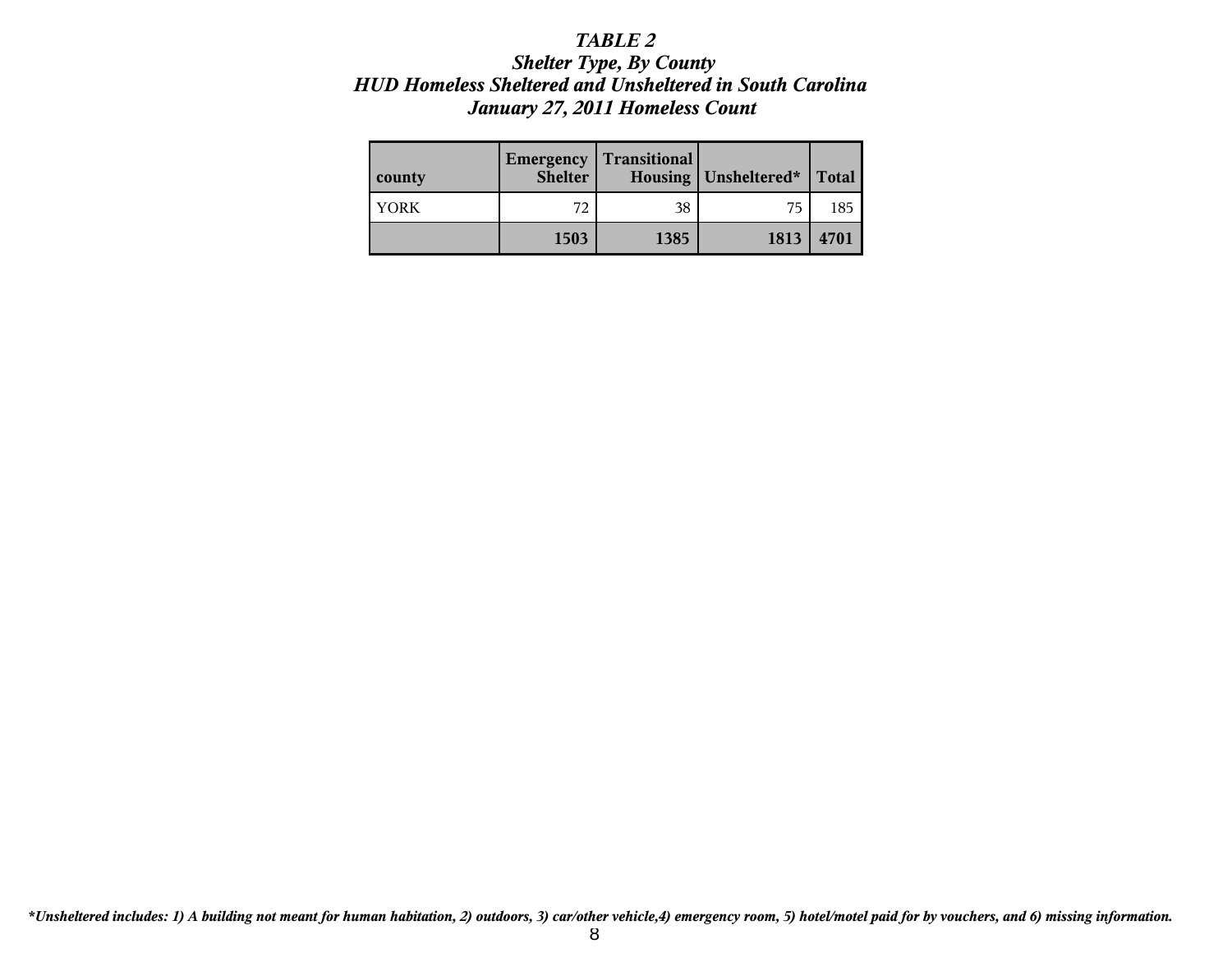***TABLE 2***
***Shelter Type, By County***
***HUD Homeless Sheltered and Unsheltered in South Carolina***
***January 27, 2011 Homeless Count***

| county | Emergency Shelter | Transitional Housing | Unsheltered* | Total |
|---|---|---|---|---|
| YORK | 72 | 38 | 75 | 185 |
| | **1503** | **1385** | **1813** | **4701** |

****Unsheltered includes: 1) A building not meant for human habitation, 2) outdoors, 3) car/other vehicle,4) emergency room, 5) hotel/motel paid for by vouchers, and 6) missing information.***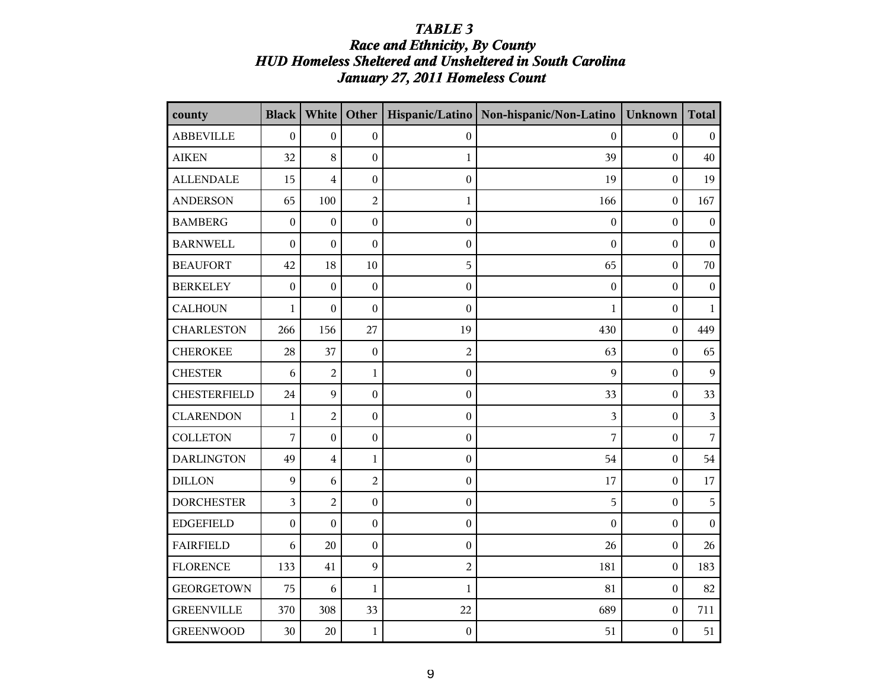***TABLE 3***
***Race and Ethnicity, By County***
***HUD Homeless Sheltered and Unsheltered in South Carolina***
***January 27, 2011 Homeless Count***

| county | Black | White | Other | Hispanic/Latino | Non-hispanic/Non-Latino | Unknown | Total |
|---|---|---|---|---|---|---|---|
| ABBEVILLE | 0 | 0 | 0 | 0 | 0 | 0 | 0 |
| AIKEN | 32 | 8 | 0 | 1 | 39 | 0 | 40 |
| ALLENDALE | 15 | 4 | 0 | 0 | 19 | 0 | 19 |
| ANDERSON | 65 | 100 | 2 | 1 | 166 | 0 | 167 |
| BAMBERG | 0 | 0 | 0 | 0 | 0 | 0 | 0 |
| BARNWELL | 0 | 0 | 0 | 0 | 0 | 0 | 0 |
| BEAUFORT | 42 | 18 | 10 | 5 | 65 | 0 | 70 |
| BERKELEY | 0 | 0 | 0 | 0 | 0 | 0 | 0 |
| CALHOUN | 1 | 0 | 0 | 0 | 1 | 0 | 1 |
| CHARLESTON | 266 | 156 | 27 | 19 | 430 | 0 | 449 |
| CHEROKEE | 28 | 37 | 0 | 2 | 63 | 0 | 65 |
| CHESTER | 6 | 2 | 1 | 0 | 9 | 0 | 9 |
| CHESTERFIELD | 24 | 9 | 0 | 0 | 33 | 0 | 33 |
| CLARENDON | 1 | 2 | 0 | 0 | 3 | 0 | 3 |
| COLLETON | 7 | 0 | 0 | 0 | 7 | 0 | 7 |
| DARLINGTON | 49 | 4 | 1 | 0 | 54 | 0 | 54 |
| DILLON | 9 | 6 | 2 | 0 | 17 | 0 | 17 |
| DORCHESTER | 3 | 2 | 0 | 0 | 5 | 0 | 5 |
| EDGEFIELD | 0 | 0 | 0 | 0 | 0 | 0 | 0 |
| FAIRFIELD | 6 | 20 | 0 | 0 | 26 | 0 | 26 |
| FLORENCE | 133 | 41 | 9 | 2 | 181 | 0 | 183 |
| GEORGETOWN | 75 | 6 | 1 | 1 | 81 | 0 | 82 |
| GREENVILLE | 370 | 308 | 33 | 22 | 689 | 0 | 711 |
| GREENWOOD | 30 | 20 | 1 | 0 | 51 | 0 | 51 |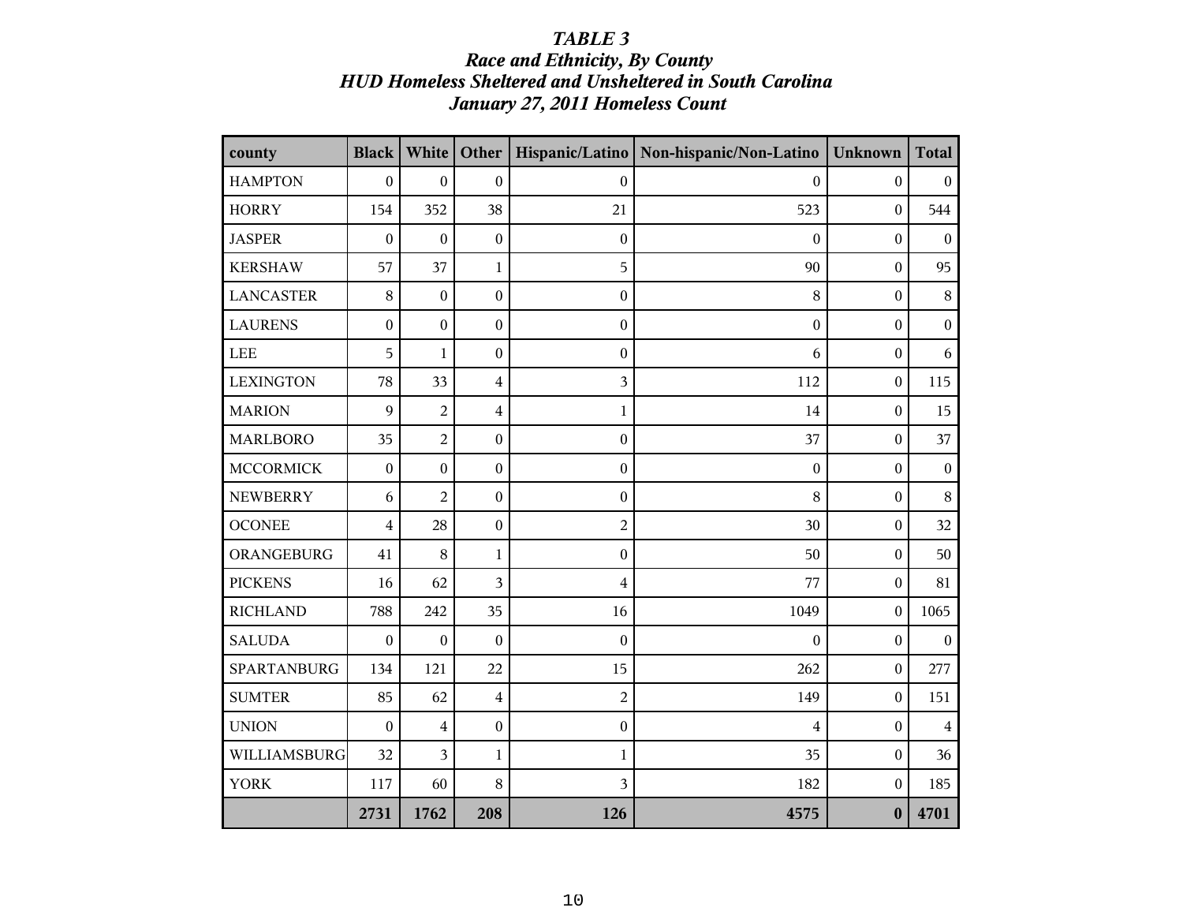***TABLE 3***
***Race and Ethnicity, By County***
***HUD Homeless Sheltered and Unsheltered in South Carolina***
***January 27, 2011 Homeless Count***

| county | Black | White | Other | Hispanic/Latino | Non-hispanic/Non-Latino | Unknown | Total |
|---|---|---|---|---|---|---|---|
| HAMPTON | 0 | 0 | 0 | 0 | 0 | 0 | 0 |
| HORRY | 154 | 352 | 38 | 21 | 523 | 0 | 544 |
| JASPER | 0 | 0 | 0 | 0 | 0 | 0 | 0 |
| KERSHAW | 57 | 37 | 1 | 5 | 90 | 0 | 95 |
| LANCASTER | 8 | 0 | 0 | 0 | 8 | 0 | 8 |
| LAURENS | 0 | 0 | 0 | 0 | 0 | 0 | 0 |
| LEE | 5 | 1 | 0 | 0 | 6 | 0 | 6 |
| LEXINGTON | 78 | 33 | 4 | 3 | 112 | 0 | 115 |
| MARION | 9 | 2 | 4 | 1 | 14 | 0 | 15 |
| MARLBORO | 35 | 2 | 0 | 0 | 37 | 0 | 37 |
| MCCORMICK | 0 | 0 | 0 | 0 | 0 | 0 | 0 |
| NEWBERRY | 6 | 2 | 0 | 0 | 8 | 0 | 8 |
| OCONEE | 4 | 28 | 0 | 2 | 30 | 0 | 32 |
| ORANGEBURG | 41 | 8 | 1 | 0 | 50 | 0 | 50 |
| PICKENS | 16 | 62 | 3 | 4 | 77 | 0 | 81 |
| RICHLAND | 788 | 242 | 35 | 16 | 1049 | 0 | 1065 |
| SALUDA | 0 | 0 | 0 | 0 | 0 | 0 | 0 |
| SPARTANBURG | 134 | 121 | 22 | 15 | 262 | 0 | 277 |
| SUMTER | 85 | 62 | 4 | 2 | 149 | 0 | 151 |
| UNION | 0 | 4 | 0 | 0 | 4 | 0 | 4 |
| WILLIAMSBURG | 32 | 3 | 1 | 1 | 35 | 0 | 36 |
| YORK | 117 | 60 | 8 | 3 | 182 | 0 | 185 |
| | **2731** | **1762** | **208** | **126** | **4575** | **0** | **4701** |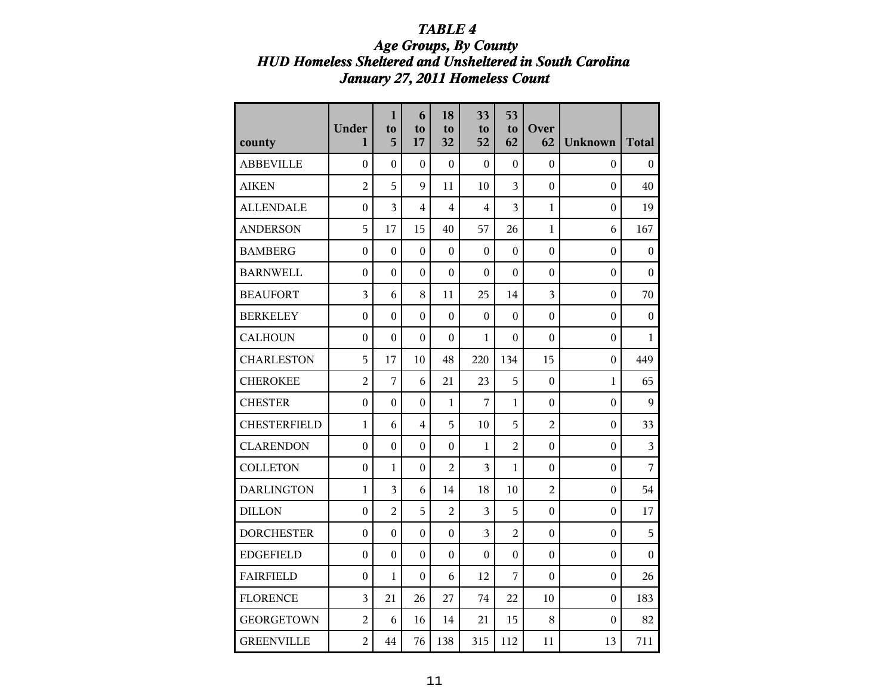# *TABLE 4*
## *Age Groups, By County*
## *HUD Homeless Sheltered and Unsheltered in South Carolina*
## *January 27, 2011 Homeless Count*

| county | Under 1 | 1 to 5 | 6 to 17 | 18 to 32 | 33 to 52 | 53 to 62 | Over 62 | Unknown | Total |
|---|---|---|---|---|---|---|---|---|---|
| ABBEVILLE | 0 | 0 | 0 | 0 | 0 | 0 | 0 | 0 | 0 |
| AIKEN | 2 | 5 | 9 | 11 | 10 | 3 | 0 | 0 | 40 |
| ALLENDALE | 0 | 3 | 4 | 4 | 4 | 3 | 1 | 0 | 19 |
| ANDERSON | 5 | 17 | 15 | 40 | 57 | 26 | 1 | 6 | 167 |
| BAMBERG | 0 | 0 | 0 | 0 | 0 | 0 | 0 | 0 | 0 |
| BARNWELL | 0 | 0 | 0 | 0 | 0 | 0 | 0 | 0 | 0 |
| BEAUFORT | 3 | 6 | 8 | 11 | 25 | 14 | 3 | 0 | 70 |
| BERKELEY | 0 | 0 | 0 | 0 | 0 | 0 | 0 | 0 | 0 |
| CALHOUN | 0 | 0 | 0 | 0 | 1 | 0 | 0 | 0 | 1 |
| CHARLESTON | 5 | 17 | 10 | 48 | 220 | 134 | 15 | 0 | 449 |
| CHEROKEE | 2 | 7 | 6 | 21 | 23 | 5 | 0 | 1 | 65 |
| CHESTER | 0 | 0 | 0 | 1 | 7 | 1 | 0 | 0 | 9 |
| CHESTERFIELD | 1 | 6 | 4 | 5 | 10 | 5 | 2 | 0 | 33 |
| CLARENDON | 0 | 0 | 0 | 0 | 1 | 2 | 0 | 0 | 3 |
| COLLETON | 0 | 1 | 0 | 2 | 3 | 1 | 0 | 0 | 7 |
| DARLINGTON | 1 | 3 | 6 | 14 | 18 | 10 | 2 | 0 | 54 |
| DILLON | 0 | 2 | 5 | 2 | 3 | 5 | 0 | 0 | 17 |
| DORCHESTER | 0 | 0 | 0 | 0 | 3 | 2 | 0 | 0 | 5 |
| EDGEFIELD | 0 | 0 | 0 | 0 | 0 | 0 | 0 | 0 | 0 |
| FAIRFIELD | 0 | 1 | 0 | 6 | 12 | 7 | 0 | 0 | 26 |
| FLORENCE | 3 | 21 | 26 | 27 | 74 | 22 | 10 | 0 | 183 |
| GEORGETOWN | 2 | 6 | 16 | 14 | 21 | 15 | 8 | 0 | 82 |
| GREENVILLE | 2 | 44 | 76 | 138 | 315 | 112 | 11 | 13 | 711 |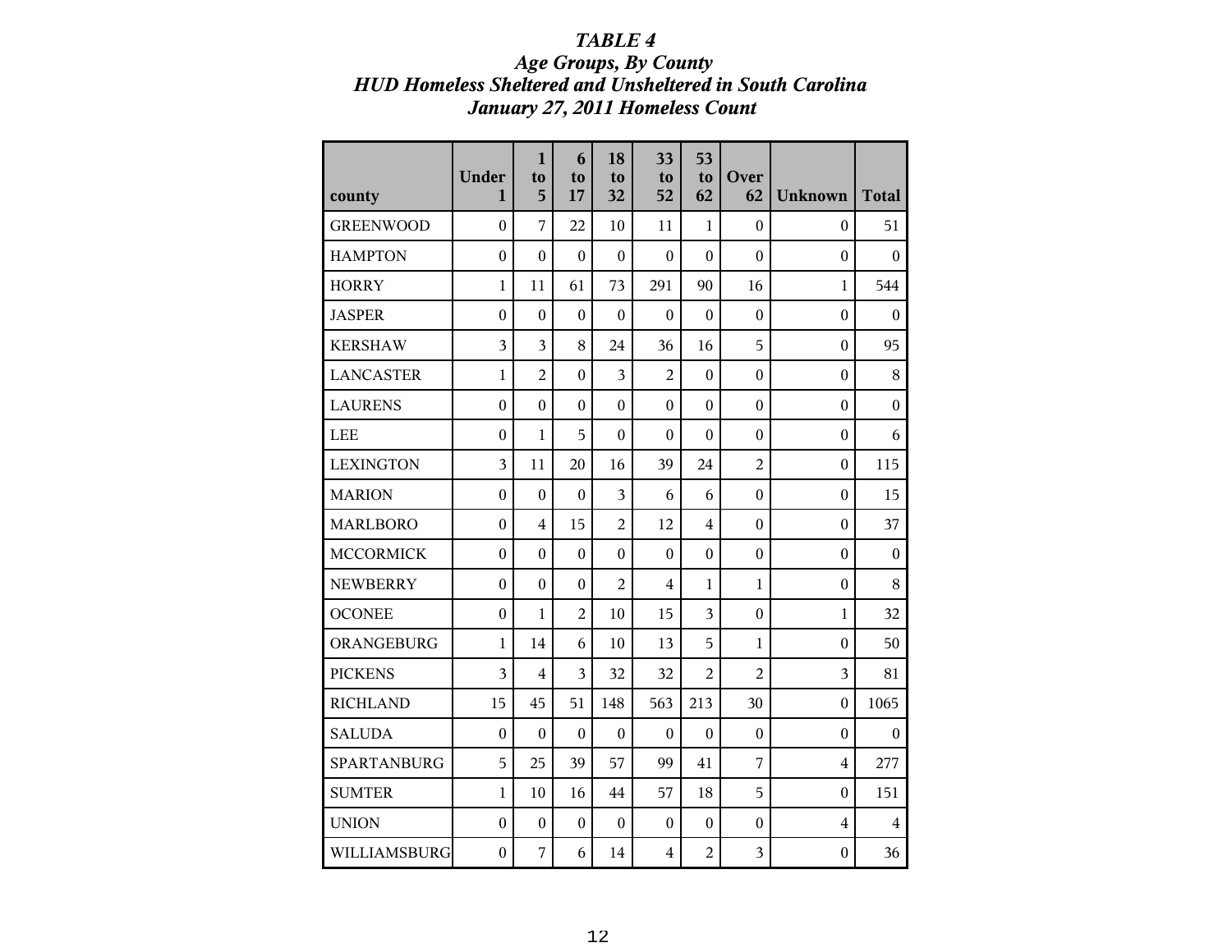# *TABLE 4*

## *Age Groups, By County*

## *HUD Homeless Sheltered and Unsheltered in South Carolina*

## *January 27, 2011 Homeless Count*

| county | Under 1 | 1 to 5 | 6 to 17 | 18 to 32 | 33 to 52 | 53 to 62 | Over 62 | Unknown | Total |
|---|---|---|---|---|---|---|---|---|---|
| GREENWOOD | 0 | 7 | 22 | 10 | 11 | 1 | 0 | 0 | 51 |
| HAMPTON | 0 | 0 | 0 | 0 | 0 | 0 | 0 | 0 | 0 |
| HORRY | 1 | 11 | 61 | 73 | 291 | 90 | 16 | 1 | 544 |
| JASPER | 0 | 0 | 0 | 0 | 0 | 0 | 0 | 0 | 0 |
| KERSHAW | 3 | 3 | 8 | 24 | 36 | 16 | 5 | 0 | 95 |
| LANCASTER | 1 | 2 | 0 | 3 | 2 | 0 | 0 | 0 | 8 |
| LAURENS | 0 | 0 | 0 | 0 | 0 | 0 | 0 | 0 | 0 |
| LEE | 0 | 1 | 5 | 0 | 0 | 0 | 0 | 0 | 6 |
| LEXINGTON | 3 | 11 | 20 | 16 | 39 | 24 | 2 | 0 | 115 |
| MARION | 0 | 0 | 0 | 3 | 6 | 6 | 0 | 0 | 15 |
| MARLBORO | 0 | 4 | 15 | 2 | 12 | 4 | 0 | 0 | 37 |
| MCCORMICK | 0 | 0 | 0 | 0 | 0 | 0 | 0 | 0 | 0 |
| NEWBERRY | 0 | 0 | 0 | 2 | 4 | 1 | 1 | 0 | 8 |
| OCONEE | 0 | 1 | 2 | 10 | 15 | 3 | 0 | 1 | 32 |
| ORANGEBURG | 1 | 14 | 6 | 10 | 13 | 5 | 1 | 0 | 50 |
| PICKENS | 3 | 4 | 3 | 32 | 32 | 2 | 2 | 3 | 81 |
| RICHLAND | 15 | 45 | 51 | 148 | 563 | 213 | 30 | 0 | 1065 |
| SALUDA | 0 | 0 | 0 | 0 | 0 | 0 | 0 | 0 | 0 |
| SPARTANBURG | 5 | 25 | 39 | 57 | 99 | 41 | 7 | 4 | 277 |
| SUMTER | 1 | 10 | 16 | 44 | 57 | 18 | 5 | 0 | 151 |
| UNION | 0 | 0 | 0 | 0 | 0 | 0 | 0 | 4 | 4 |
| WILLIAMSBURG | 0 | 7 | 6 | 14 | 4 | 2 | 3 | 0 | 36 |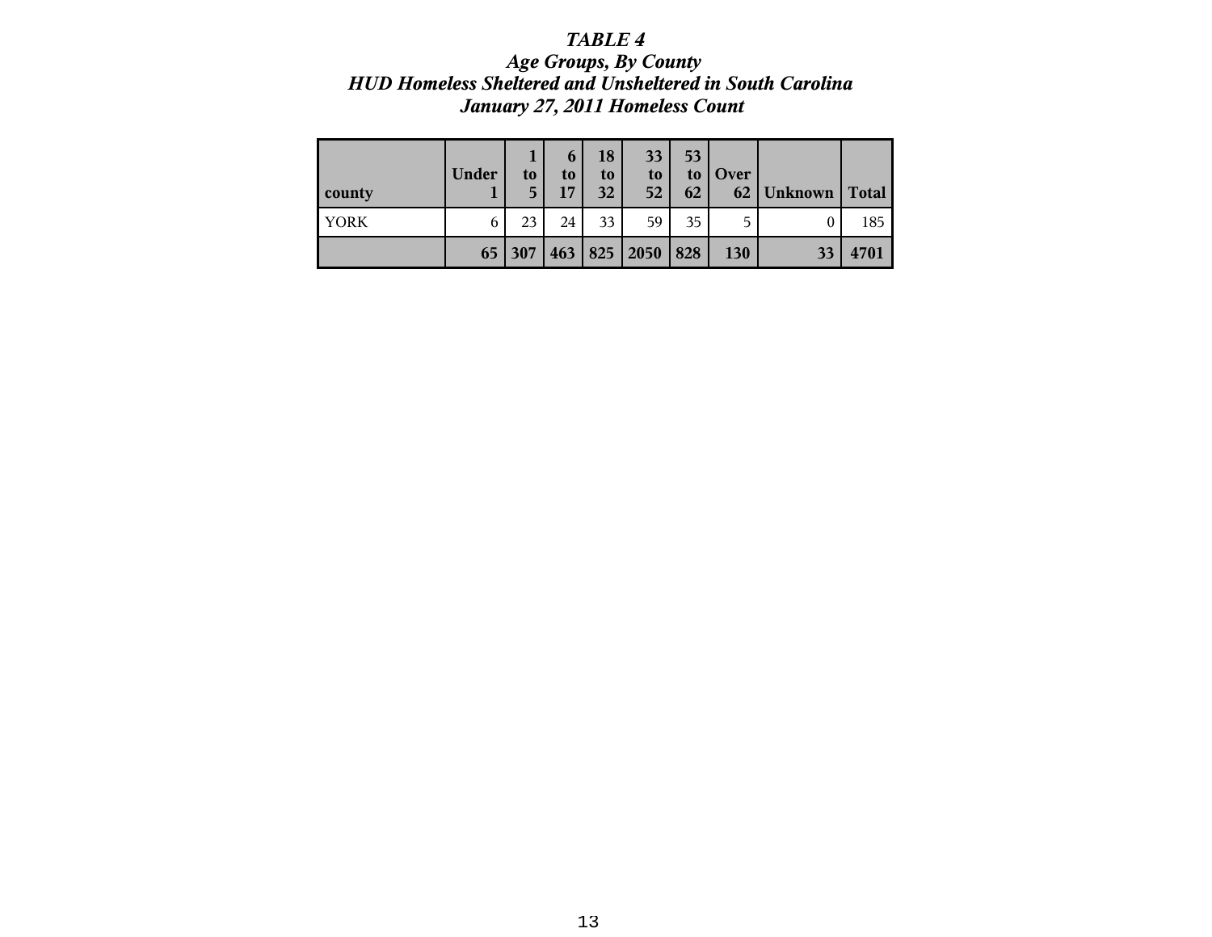***TABLE 4***
***Age Groups, By County***
***HUD Homeless Sheltered and Unsheltered in South Carolina***
***January 27, 2011 Homeless Count***

| county | Under 1 | 1 to 5 | 6 to 17 | 18 to 32 | 33 to 52 | 53 to 62 | Over 62 | Unknown | Total |
|---|---|---|---|---|---|---|---|---|---|
| YORK | 6 | 23 | 24 | 33 | 59 | 35 | 5 | 0 | 185 |
| | **65** | **307** | **463** | **825** | **2050** | **828** | **130** | **33** | **4701** |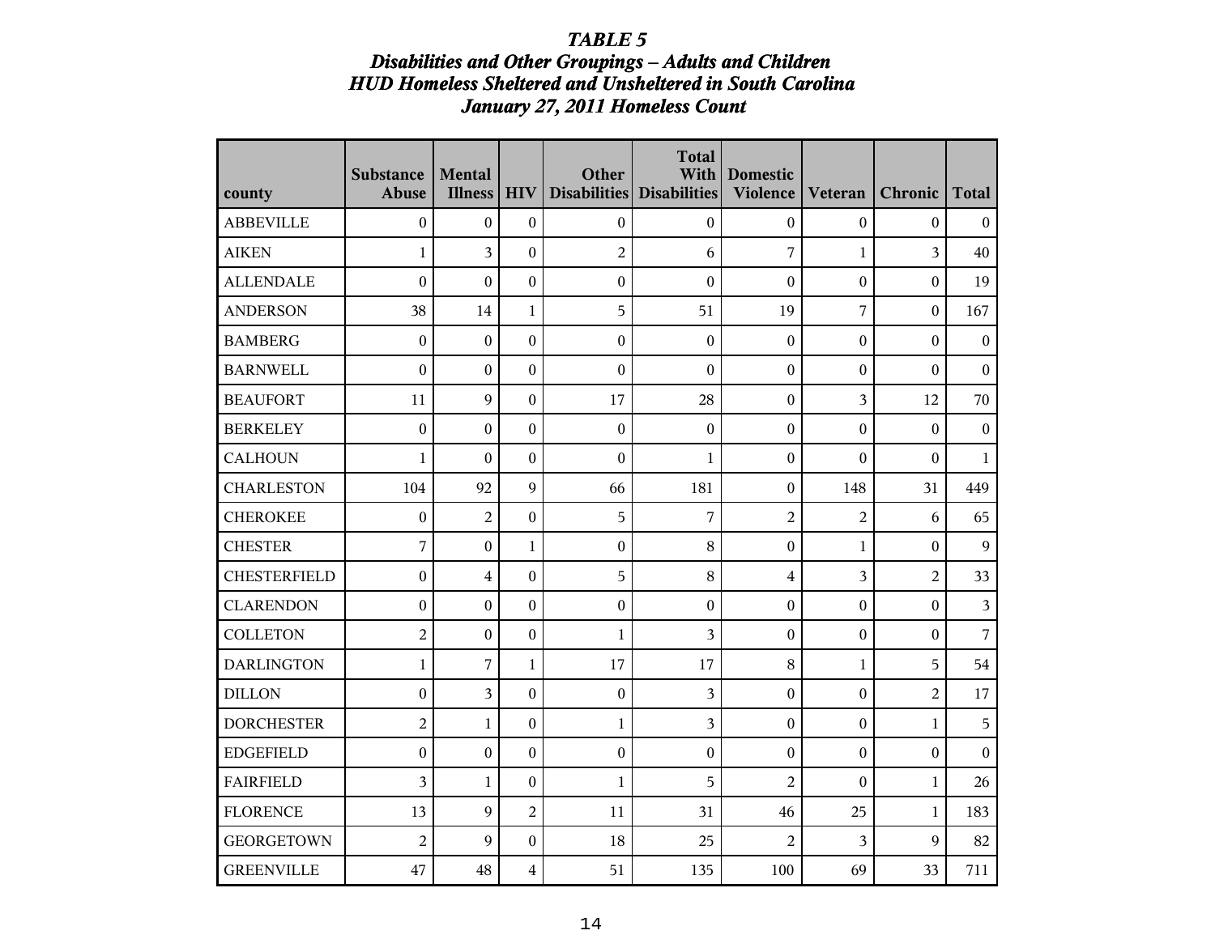***TABLE 5***
***Disabilities and Other Groupings – Adults and Children***
***HUD Homeless Sheltered and Unsheltered in South Carolina***
***January 27, 2011 Homeless Count***

| county | Substance Abuse | Mental Illness | HIV | Other Disabilities | Total With Disabilities | Domestic Violence | Veteran | Chronic | Total |
|---|---|---|---|---|---|---|---|---|---|
| ABBEVILLE | 0 | 0 | 0 | 0 | 0 | 0 | 0 | 0 | 0 |
| AIKEN | 1 | 3 | 0 | 2 | 6 | 7 | 1 | 3 | 40 |
| ALLENDALE | 0 | 0 | 0 | 0 | 0 | 0 | 0 | 0 | 19 |
| ANDERSON | 38 | 14 | 1 | 5 | 51 | 19 | 7 | 0 | 167 |
| BAMBERG | 0 | 0 | 0 | 0 | 0 | 0 | 0 | 0 | 0 |
| BARNWELL | 0 | 0 | 0 | 0 | 0 | 0 | 0 | 0 | 0 |
| BEAUFORT | 11 | 9 | 0 | 17 | 28 | 0 | 3 | 12 | 70 |
| BERKELEY | 0 | 0 | 0 | 0 | 0 | 0 | 0 | 0 | 0 |
| CALHOUN | 1 | 0 | 0 | 0 | 1 | 0 | 0 | 0 | 1 |
| CHARLESTON | 104 | 92 | 9 | 66 | 181 | 0 | 148 | 31 | 449 |
| CHEROKEE | 0 | 2 | 0 | 5 | 7 | 2 | 2 | 6 | 65 |
| CHESTER | 7 | 0 | 1 | 0 | 8 | 0 | 1 | 0 | 9 |
| CHESTERFIELD | 0 | 4 | 0 | 5 | 8 | 4 | 3 | 2 | 33 |
| CLARENDON | 0 | 0 | 0 | 0 | 0 | 0 | 0 | 0 | 3 |
| COLLETON | 2 | 0 | 0 | 1 | 3 | 0 | 0 | 0 | 7 |
| DARLINGTON | 1 | 7 | 1 | 17 | 17 | 8 | 1 | 5 | 54 |
| DILLON | 0 | 3 | 0 | 0 | 3 | 0 | 0 | 2 | 17 |
| DORCHESTER | 2 | 1 | 0 | 1 | 3 | 0 | 0 | 1 | 5 |
| EDGEFIELD | 0 | 0 | 0 | 0 | 0 | 0 | 0 | 0 | 0 |
| FAIRFIELD | 3 | 1 | 0 | 1 | 5 | 2 | 0 | 1 | 26 |
| FLORENCE | 13 | 9 | 2 | 11 | 31 | 46 | 25 | 1 | 183 |
| GEORGETOWN | 2 | 9 | 0 | 18 | 25 | 2 | 3 | 9 | 82 |
| GREENVILLE | 47 | 48 | 4 | 51 | 135 | 100 | 69 | 33 | 711 |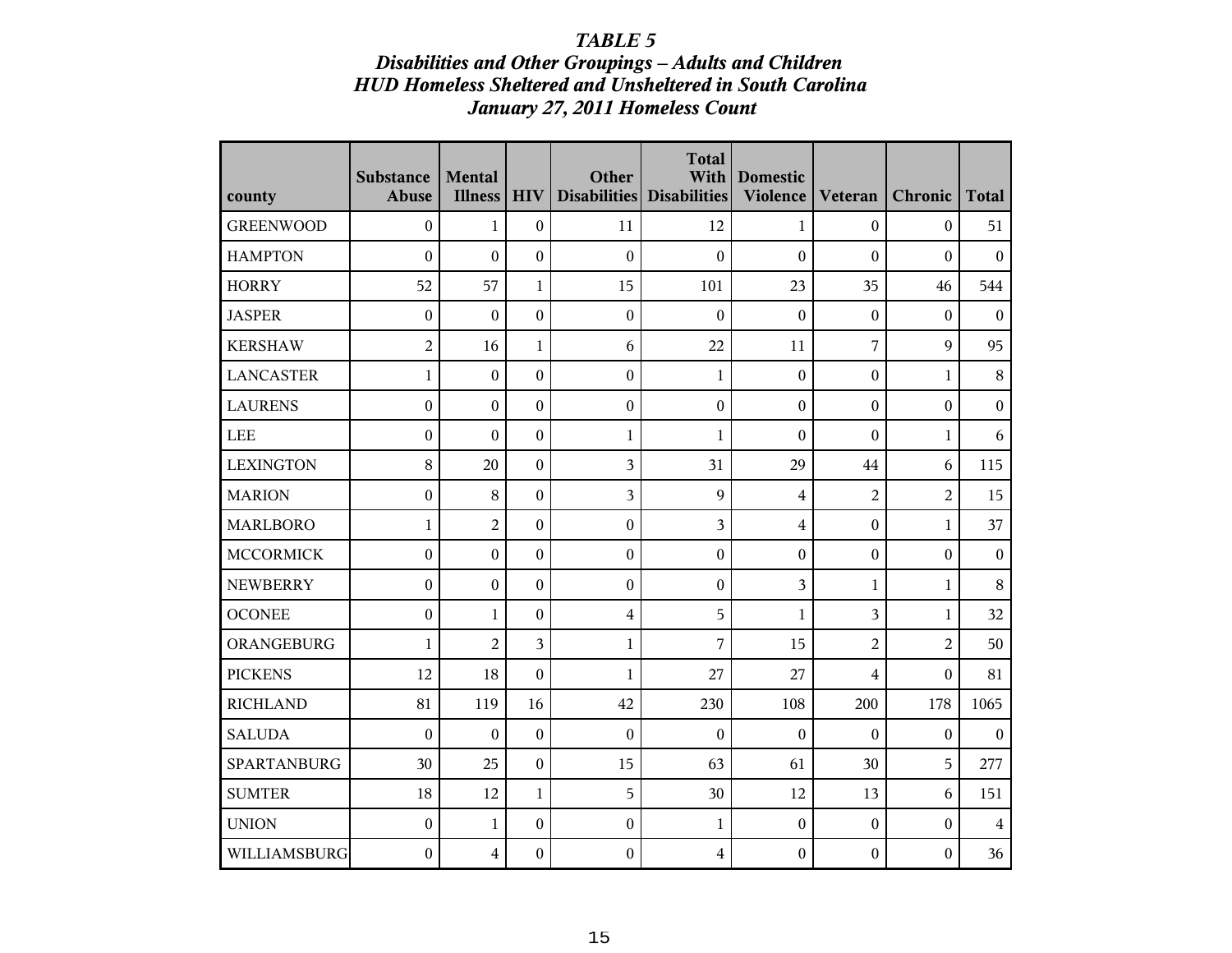### *TABLE 5*
### *Disabilities and Other Groupings – Adults and Children*
### *HUD Homeless Sheltered and Unsheltered in South Carolina*
### *January 27, 2011 Homeless Count*

| county | Substance Abuse | Mental Illness | HIV | Other Disabilities | Total With Disabilities | Domestic Violence | Veteran | Chronic | Total |
|---|---|---|---|---|---|---|---|---|---|
| GREENWOOD | 0 | 1 | 0 | 11 | 12 | 1 | 0 | 0 | 51 |
| HAMPTON | 0 | 0 | 0 | 0 | 0 | 0 | 0 | 0 | 0 |
| HORRY | 52 | 57 | 1 | 15 | 101 | 23 | 35 | 46 | 544 |
| JASPER | 0 | 0 | 0 | 0 | 0 | 0 | 0 | 0 | 0 |
| KERSHAW | 2 | 16 | 1 | 6 | 22 | 11 | 7 | 9 | 95 |
| LANCASTER | 1 | 0 | 0 | 0 | 1 | 0 | 0 | 1 | 8 |
| LAURENS | 0 | 0 | 0 | 0 | 0 | 0 | 0 | 0 | 0 |
| LEE | 0 | 0 | 0 | 1 | 1 | 0 | 0 | 1 | 6 |
| LEXINGTON | 8 | 20 | 0 | 3 | 31 | 29 | 44 | 6 | 115 |
| MARION | 0 | 8 | 0 | 3 | 9 | 4 | 2 | 2 | 15 |
| MARLBORO | 1 | 2 | 0 | 0 | 3 | 4 | 0 | 1 | 37 |
| MCCORMICK | 0 | 0 | 0 | 0 | 0 | 0 | 0 | 0 | 0 |
| NEWBERRY | 0 | 0 | 0 | 0 | 0 | 3 | 1 | 1 | 8 |
| OCONEE | 0 | 1 | 0 | 4 | 5 | 1 | 3 | 1 | 32 |
| ORANGEBURG | 1 | 2 | 3 | 1 | 7 | 15 | 2 | 2 | 50 |
| PICKENS | 12 | 18 | 0 | 1 | 27 | 27 | 4 | 0 | 81 |
| RICHLAND | 81 | 119 | 16 | 42 | 230 | 108 | 200 | 178 | 1065 |
| SALUDA | 0 | 0 | 0 | 0 | 0 | 0 | 0 | 0 | 0 |
| SPARTANBURG | 30 | 25 | 0 | 15 | 63 | 61 | 30 | 5 | 277 |
| SUMTER | 18 | 12 | 1 | 5 | 30 | 12 | 13 | 6 | 151 |
| UNION | 0 | 1 | 0 | 0 | 1 | 0 | 0 | 0 | 4 |
| WILLIAMSBURG | 0 | 4 | 0 | 0 | 4 | 0 | 0 | 0 | 36 |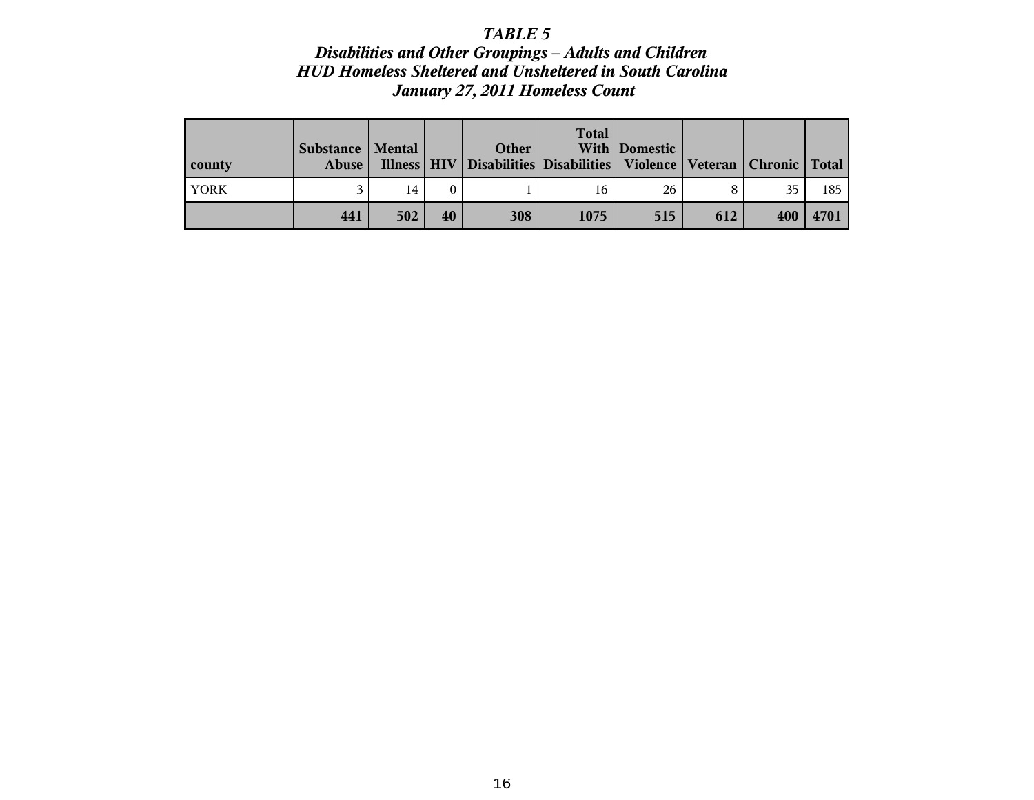***TABLE 5***
***Disabilities and Other Groupings – Adults and Children***
***HUD Homeless Sheltered and Unsheltered in South Carolina***
***January 27, 2011 Homeless Count***

| county | Substance Abuse | Mental Illness | HIV | Other Disabilities | Total With Disabilities | Domestic Violence | Veteran | Chronic | Total |
|---|---|---|---|---|---|---|---|---|---|
| YORK | 3 | 14 | 0 | 1 | 16 | 26 | 8 | 35 | 185 |
| | **441** | **502** | **40** | **308** | **1075** | **515** | **612** | **400** | **4701** |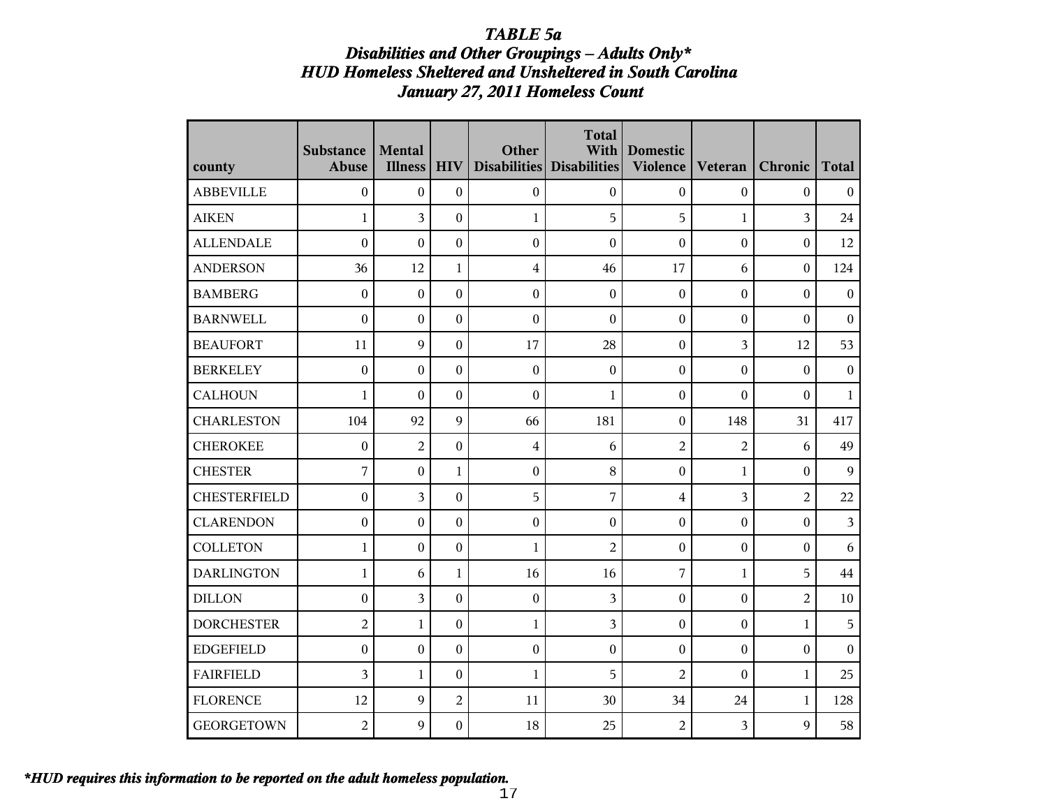# *TABLE 5a*
## *Disabilities and Other Groupings – Adults Only**
## *HUD Homeless Sheltered and Unsheltered in South Carolina*
## *January 27, 2011 Homeless Count*

| county | Substance Abuse | Mental Illness | HIV | Other Disabilities | Total With Disabilities | Domestic Violence | Veteran | Chronic | Total |
|---|---|---|---|---|---|---|---|---|---|
| ABBEVILLE | 0 | 0 | 0 | 0 | 0 | 0 | 0 | 0 | 0 |
| AIKEN | 1 | 3 | 0 | 1 | 5 | 5 | 1 | 3 | 24 |
| ALLENDALE | 0 | 0 | 0 | 0 | 0 | 0 | 0 | 0 | 12 |
| ANDERSON | 36 | 12 | 1 | 4 | 46 | 17 | 6 | 0 | 124 |
| BAMBERG | 0 | 0 | 0 | 0 | 0 | 0 | 0 | 0 | 0 |
| BARNWELL | 0 | 0 | 0 | 0 | 0 | 0 | 0 | 0 | 0 |
| BEAUFORT | 11 | 9 | 0 | 17 | 28 | 0 | 3 | 12 | 53 |
| BERKELEY | 0 | 0 | 0 | 0 | 0 | 0 | 0 | 0 | 0 |
| CALHOUN | 1 | 0 | 0 | 0 | 1 | 0 | 0 | 0 | 1 |
| CHARLESTON | 104 | 92 | 9 | 66 | 181 | 0 | 148 | 31 | 417 |
| CHEROKEE | 0 | 2 | 0 | 4 | 6 | 2 | 2 | 6 | 49 |
| CHESTER | 7 | 0 | 1 | 0 | 8 | 0 | 1 | 0 | 9 |
| CHESTERFIELD | 0 | 3 | 0 | 5 | 7 | 4 | 3 | 2 | 22 |
| CLARENDON | 0 | 0 | 0 | 0 | 0 | 0 | 0 | 0 | 3 |
| COLLETON | 1 | 0 | 0 | 1 | 2 | 0 | 0 | 0 | 6 |
| DARLINGTON | 1 | 6 | 1 | 16 | 16 | 7 | 1 | 5 | 44 |
| DILLON | 0 | 3 | 0 | 0 | 3 | 0 | 0 | 2 | 10 |
| DORCHESTER | 2 | 1 | 0 | 1 | 3 | 0 | 0 | 1 | 5 |
| EDGEFIELD | 0 | 0 | 0 | 0 | 0 | 0 | 0 | 0 | 0 |
| FAIRFIELD | 3 | 1 | 0 | 1 | 5 | 2 | 0 | 1 | 25 |
| FLORENCE | 12 | 9 | 2 | 11 | 30 | 34 | 24 | 1 | 128 |
| GEORGETOWN | 2 | 9 | 0 | 18 | 25 | 2 | 3 | 9 | 58 |

***HUD requires this information to be reported on the adult homeless population.***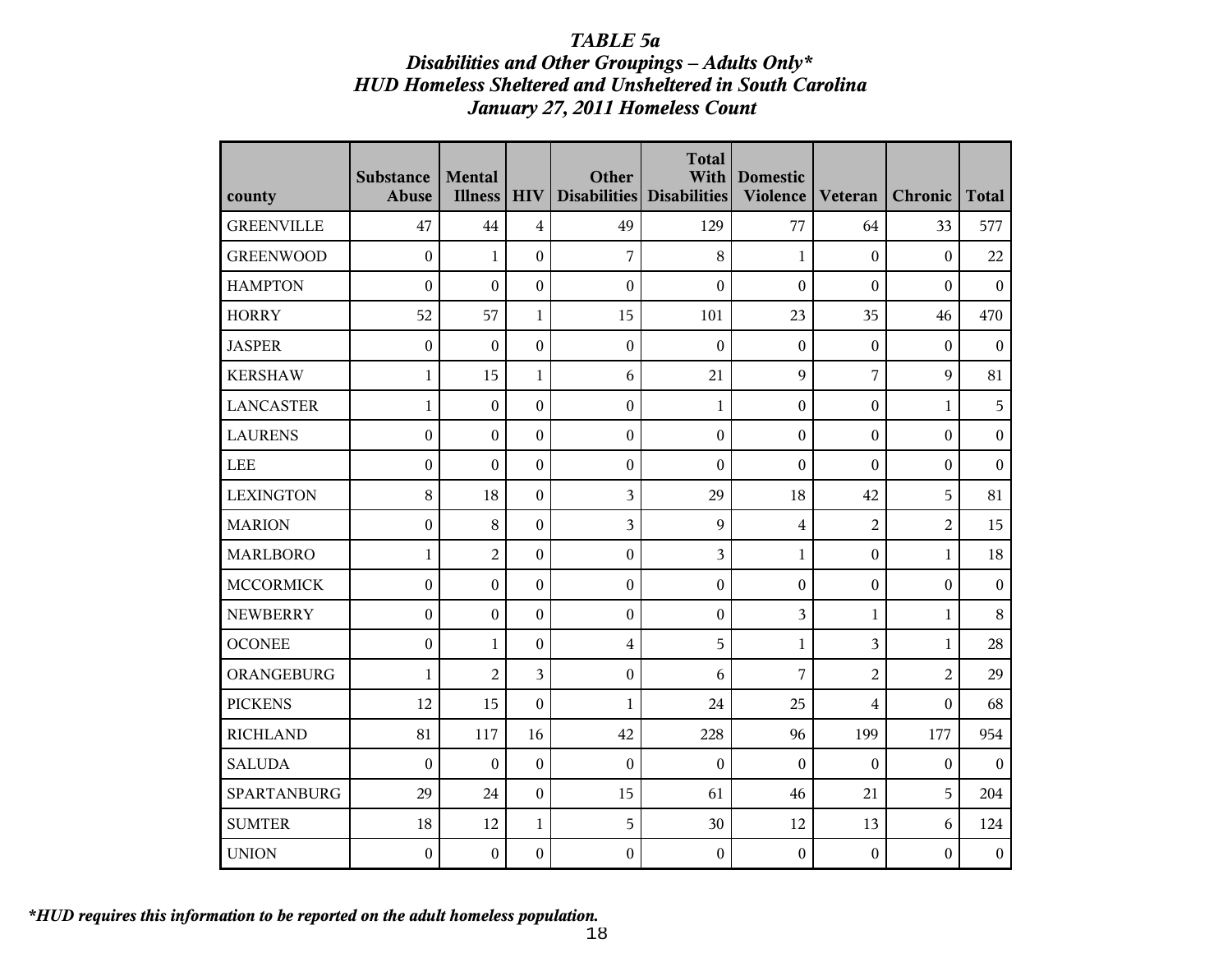### *TABLE 5a*
### *Disabilities and Other Groupings – Adults Only**
### *HUD Homeless Sheltered and Unsheltered in South Carolina*
### *January 27, 2011 Homeless Count*

| county | Substance Abuse | Mental Illness | HIV | Other Disabilities | Total With Disabilities | Domestic Violence | Veteran | Chronic | Total |
|---|---|---|---|---|---|---|---|---|---|
| GREENVILLE | 47 | 44 | 4 | 49 | 129 | 77 | 64 | 33 | 577 |
| GREENWOOD | 0 | 1 | 0 | 7 | 8 | 1 | 0 | 0 | 22 |
| HAMPTON | 0 | 0 | 0 | 0 | 0 | 0 | 0 | 0 | 0 |
| HORRY | 52 | 57 | 1 | 15 | 101 | 23 | 35 | 46 | 470 |
| JASPER | 0 | 0 | 0 | 0 | 0 | 0 | 0 | 0 | 0 |
| KERSHAW | 1 | 15 | 1 | 6 | 21 | 9 | 7 | 9 | 81 |
| LANCASTER | 1 | 0 | 0 | 0 | 1 | 0 | 0 | 1 | 5 |
| LAURENS | 0 | 0 | 0 | 0 | 0 | 0 | 0 | 0 | 0 |
| LEE | 0 | 0 | 0 | 0 | 0 | 0 | 0 | 0 | 0 |
| LEXINGTON | 8 | 18 | 0 | 3 | 29 | 18 | 42 | 5 | 81 |
| MARION | 0 | 8 | 0 | 3 | 9 | 4 | 2 | 2 | 15 |
| MARLBORO | 1 | 2 | 0 | 0 | 3 | 1 | 0 | 1 | 18 |
| MCCORMICK | 0 | 0 | 0 | 0 | 0 | 0 | 0 | 0 | 0 |
| NEWBERRY | 0 | 0 | 0 | 0 | 0 | 3 | 1 | 1 | 8 |
| OCONEE | 0 | 1 | 0 | 4 | 5 | 1 | 3 | 1 | 28 |
| ORANGEBURG | 1 | 2 | 3 | 0 | 6 | 7 | 2 | 2 | 29 |
| PICKENS | 12 | 15 | 0 | 1 | 24 | 25 | 4 | 0 | 68 |
| RICHLAND | 81 | 117 | 16 | 42 | 228 | 96 | 199 | 177 | 954 |
| SALUDA | 0 | 0 | 0 | 0 | 0 | 0 | 0 | 0 | 0 |
| SPARTANBURG | 29 | 24 | 0 | 15 | 61 | 46 | 21 | 5 | 204 |
| SUMTER | 18 | 12 | 1 | 5 | 30 | 12 | 13 | 6 | 124 |
| UNION | 0 | 0 | 0 | 0 | 0 | 0 | 0 | 0 | 0 |

***HUD requires this information to be reported on the adult homeless population.***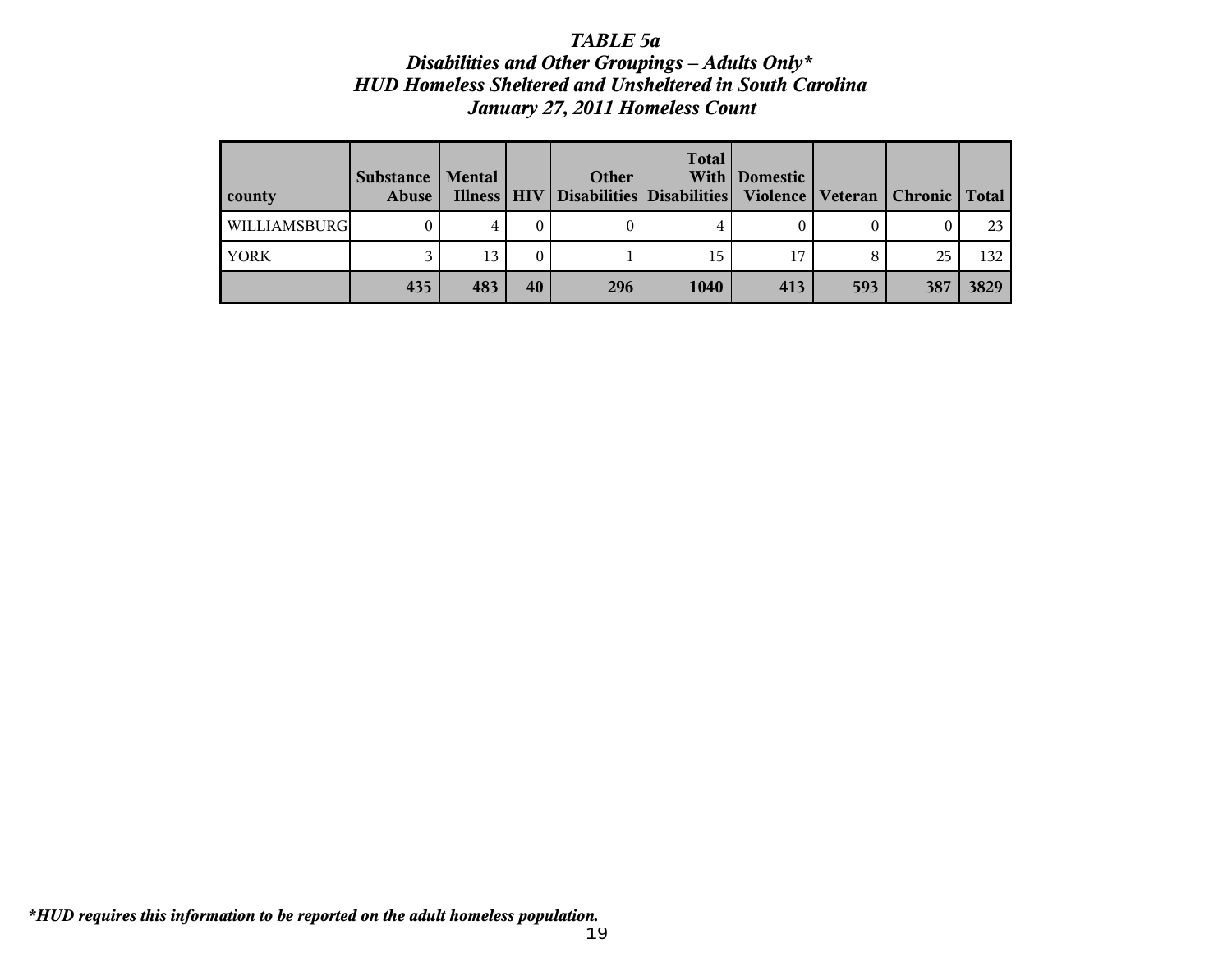***TABLE 5a***
***Disabilities and Other Groupings – Adults Only****
***HUD Homeless Sheltered and Unsheltered in South Carolina***
***January 27, 2011 Homeless Count***

| county | Substance Abuse | Mental Illness | HIV | Other Disabilities | Total With Disabilities | Domestic Violence | Veteran | Chronic | Total |
|---|---|---|---|---|---|---|---|---|---|
| WILLIAMSBURG | 0 | 4 | 0 | 0 | 4 | 0 | 0 | 0 | 23 |
| YORK | 3 | 13 | 0 | 1 | 15 | 17 | 8 | 25 | 132 |
| | **435** | **483** | **40** | **296** | **1040** | **413** | **593** | **387** | **3829** |

****HUD requires this information to be reported on the adult homeless population.***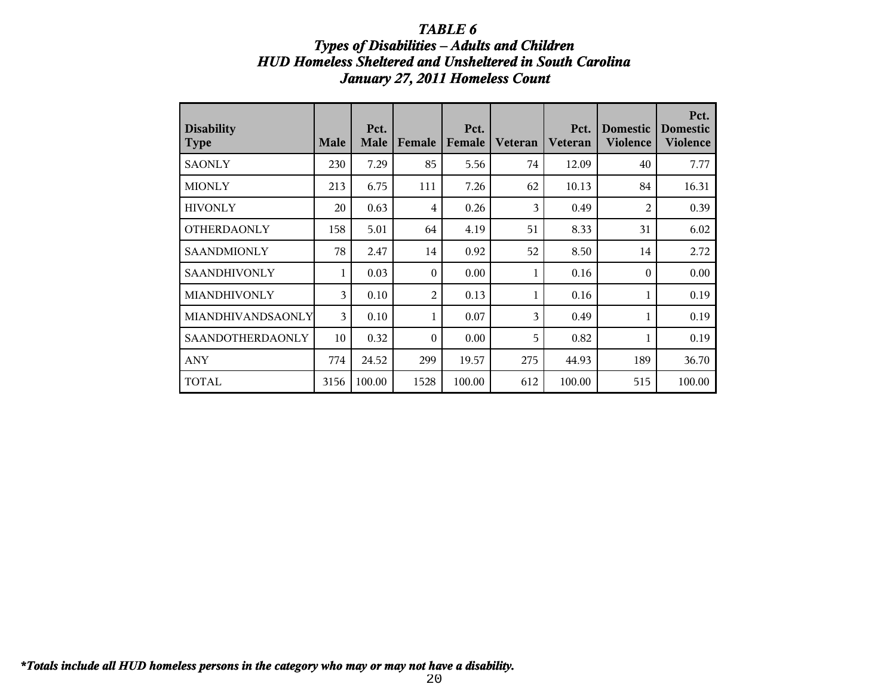# *TABLE 6*

## *Types of Disabilities – Adults and Children*
## *HUD Homeless Sheltered and Unsheltered in South Carolina*
## *January 27, 2011 Homeless Count*

| Disability Type | Male | Pct. Male | Female | Pct. Female | Veteran | Pct. Veteran | Domestic Violence | Pct. Domestic Violence |
|---|---|---|---|---|---|---|---|---|
| SAONLY | 230 | 7.29 | 85 | 5.56 | 74 | 12.09 | 40 | 7.77 |
| MIONLY | 213 | 6.75 | 111 | 7.26 | 62 | 10.13 | 84 | 16.31 |
| HIVONLY | 20 | 0.63 | 4 | 0.26 | 3 | 0.49 | 2 | 0.39 |
| OTHERDAONLY | 158 | 5.01 | 64 | 4.19 | 51 | 8.33 | 31 | 6.02 |
| SAANDMIONLY | 78 | 2.47 | 14 | 0.92 | 52 | 8.50 | 14 | 2.72 |
| SAANDHIVONLY | 1 | 0.03 | 0 | 0.00 | 1 | 0.16 | 0 | 0.00 |
| MIANDHIVONLY | 3 | 0.10 | 2 | 0.13 | 1 | 0.16 | 1 | 0.19 |
| MIANDHIVANDSAONLY | 3 | 0.10 | 1 | 0.07 | 3 | 0.49 | 1 | 0.19 |
| SAANDOTHERDAONLY | 10 | 0.32 | 0 | 0.00 | 5 | 0.82 | 1 | 0.19 |
| ANY | 774 | 24.52 | 299 | 19.57 | 275 | 44.93 | 189 | 36.70 |
| TOTAL | 3156 | 100.00 | 1528 | 100.00 | 612 | 100.00 | 515 | 100.00 |

***Totals include all HUD homeless persons in the category who may or may not have a disability.*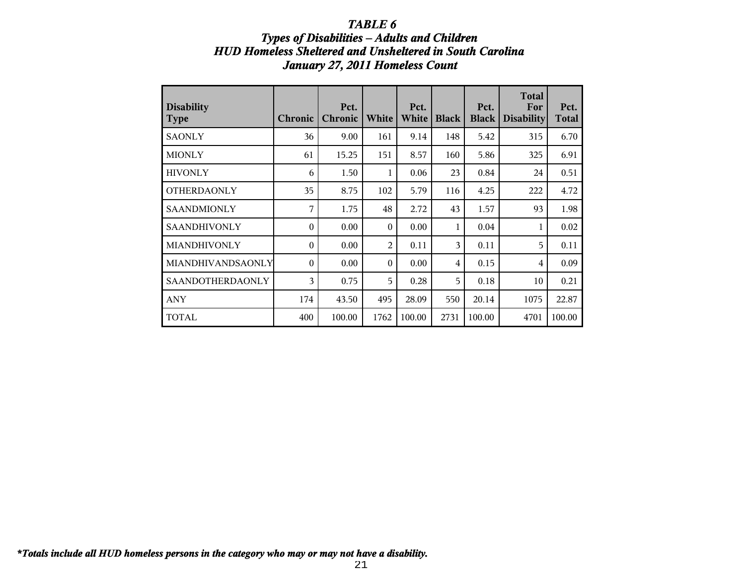# *TABLE 6*
## *Types of Disabilities – Adults and Children*
## *HUD Homeless Sheltered and Unsheltered in South Carolina*
## *January 27, 2011 Homeless Count*

| Disability Type | Chronic | Pct. Chronic | White | Pct. White | Black | Pct. Black | Total For Disability | Pct. Total |
|---|---|---|---|---|---|---|---|---|
| SAONLY | 36 | 9.00 | 161 | 9.14 | 148 | 5.42 | 315 | 6.70 |
| MIONLY | 61 | 15.25 | 151 | 8.57 | 160 | 5.86 | 325 | 6.91 |
| HIVONLY | 6 | 1.50 | 1 | 0.06 | 23 | 0.84 | 24 | 0.51 |
| OTHERDAONLY | 35 | 8.75 | 102 | 5.79 | 116 | 4.25 | 222 | 4.72 |
| SAANDMIONLY | 7 | 1.75 | 48 | 2.72 | 43 | 1.57 | 93 | 1.98 |
| SAANDHIVONLY | 0 | 0.00 | 0 | 0.00 | 1 | 0.04 | 1 | 0.02 |
| MIANDHIVONLY | 0 | 0.00 | 2 | 0.11 | 3 | 0.11 | 5 | 0.11 |
| MIANDHIVANDSAONLY | 0 | 0.00 | 0 | 0.00 | 4 | 0.15 | 4 | 0.09 |
| SAANDOTHERDAONLY | 3 | 0.75 | 5 | 0.28 | 5 | 0.18 | 10 | 0.21 |
| ANY | 174 | 43.50 | 495 | 28.09 | 550 | 20.14 | 1075 | 22.87 |
| TOTAL | 400 | 100.00 | 1762 | 100.00 | 2731 | 100.00 | 4701 | 100.00 |

***Totals include all HUD homeless persons in the category who may or may not have a disability.***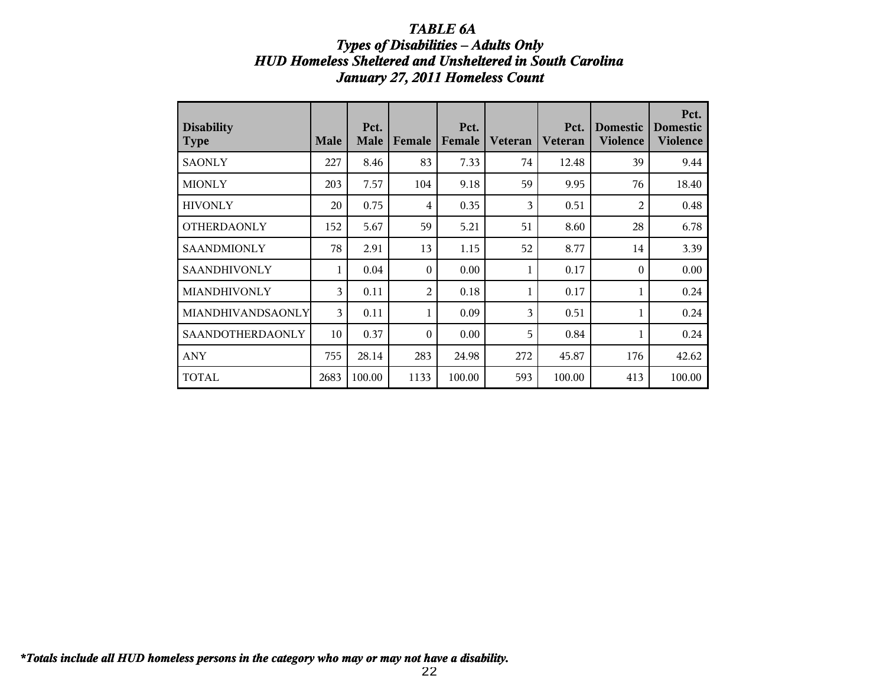# *TABLE 6A*
## *Types of Disabilities – Adults Only*
## *HUD Homeless Sheltered and Unsheltered in South Carolina*
## *January 27, 2011 Homeless Count*

| Disability Type | Male | Pct. Male | Female | Pct. Female | Veteran | Pct. Veteran | Domestic Violence | Pct. Domestic Violence |
|---|---|---|---|---|---|---|---|---|
| SAONLY | 227 | 8.46 | 83 | 7.33 | 74 | 12.48 | 39 | 9.44 |
| MIONLY | 203 | 7.57 | 104 | 9.18 | 59 | 9.95 | 76 | 18.40 |
| HIVONLY | 20 | 0.75 | 4 | 0.35 | 3 | 0.51 | 2 | 0.48 |
| OTHERDAONLY | 152 | 5.67 | 59 | 5.21 | 51 | 8.60 | 28 | 6.78 |
| SAANDMIONLY | 78 | 2.91 | 13 | 1.15 | 52 | 8.77 | 14 | 3.39 |
| SAANDHIVONLY | 1 | 0.04 | 0 | 0.00 | 1 | 0.17 | 0 | 0.00 |
| MIANDHIVONLY | 3 | 0.11 | 2 | 0.18 | 1 | 0.17 | 1 | 0.24 |
| MIANDHIVANDSAONLY | 3 | 0.11 | 1 | 0.09 | 3 | 0.51 | 1 | 0.24 |
| SAANDOTHERDAONLY | 10 | 0.37 | 0 | 0.00 | 5 | 0.84 | 1 | 0.24 |
| ANY | 755 | 28.14 | 283 | 24.98 | 272 | 45.87 | 176 | 42.62 |
| TOTAL | 2683 | 100.00 | 1133 | 100.00 | 593 | 100.00 | 413 | 100.00 |

***Totals include all HUD homeless persons in the category who may or may not have a disability.***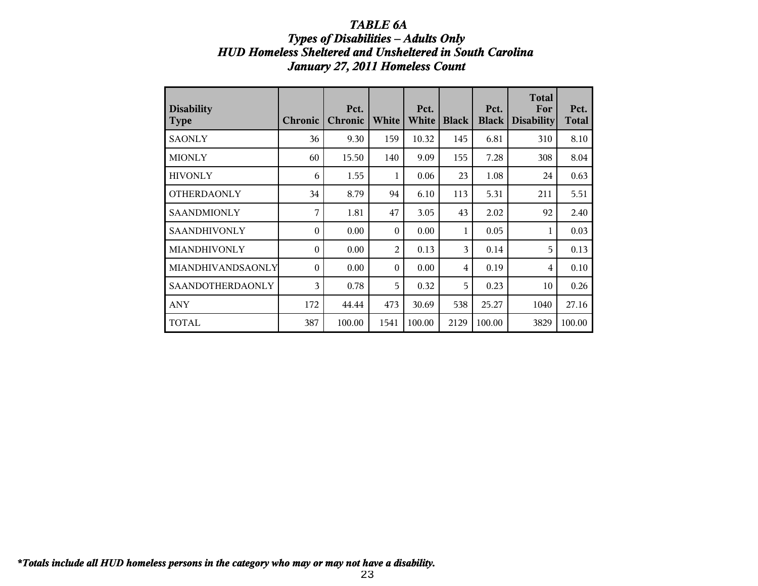# *TABLE 6A*
## *Types of Disabilities – Adults Only*
## *HUD Homeless Sheltered and Unsheltered in South Carolina*
## *January 27, 2011 Homeless Count*

| Disability Type | Chronic | Pct. Chronic | White | Pct. White | Black | Pct. Black | Total For Disability | Pct. Total |
|---|---|---|---|---|---|---|---|---|
| SAONLY | 36 | 9.30 | 159 | 10.32 | 145 | 6.81 | 310 | 8.10 |
| MIONLY | 60 | 15.50 | 140 | 9.09 | 155 | 7.28 | 308 | 8.04 |
| HIVONLY | 6 | 1.55 | 1 | 0.06 | 23 | 1.08 | 24 | 0.63 |
| OTHERDAONLY | 34 | 8.79 | 94 | 6.10 | 113 | 5.31 | 211 | 5.51 |
| SAANDMIONLY | 7 | 1.81 | 47 | 3.05 | 43 | 2.02 | 92 | 2.40 |
| SAANDHIVONLY | 0 | 0.00 | 0 | 0.00 | 1 | 0.05 | 1 | 0.03 |
| MIANDHIVONLY | 0 | 0.00 | 2 | 0.13 | 3 | 0.14 | 5 | 0.13 |
| MIANDHIVANDSAONLY | 0 | 0.00 | 0 | 0.00 | 4 | 0.19 | 4 | 0.10 |
| SAANDOTHERDAONLY | 3 | 0.78 | 5 | 0.32 | 5 | 0.23 | 10 | 0.26 |
| ANY | 172 | 44.44 | 473 | 30.69 | 538 | 25.27 | 1040 | 27.16 |
| TOTAL | 387 | 100.00 | 1541 | 100.00 | 2129 | 100.00 | 3829 | 100.00 |

***Totals include all HUD homeless persons in the category who may or may not have a disability.***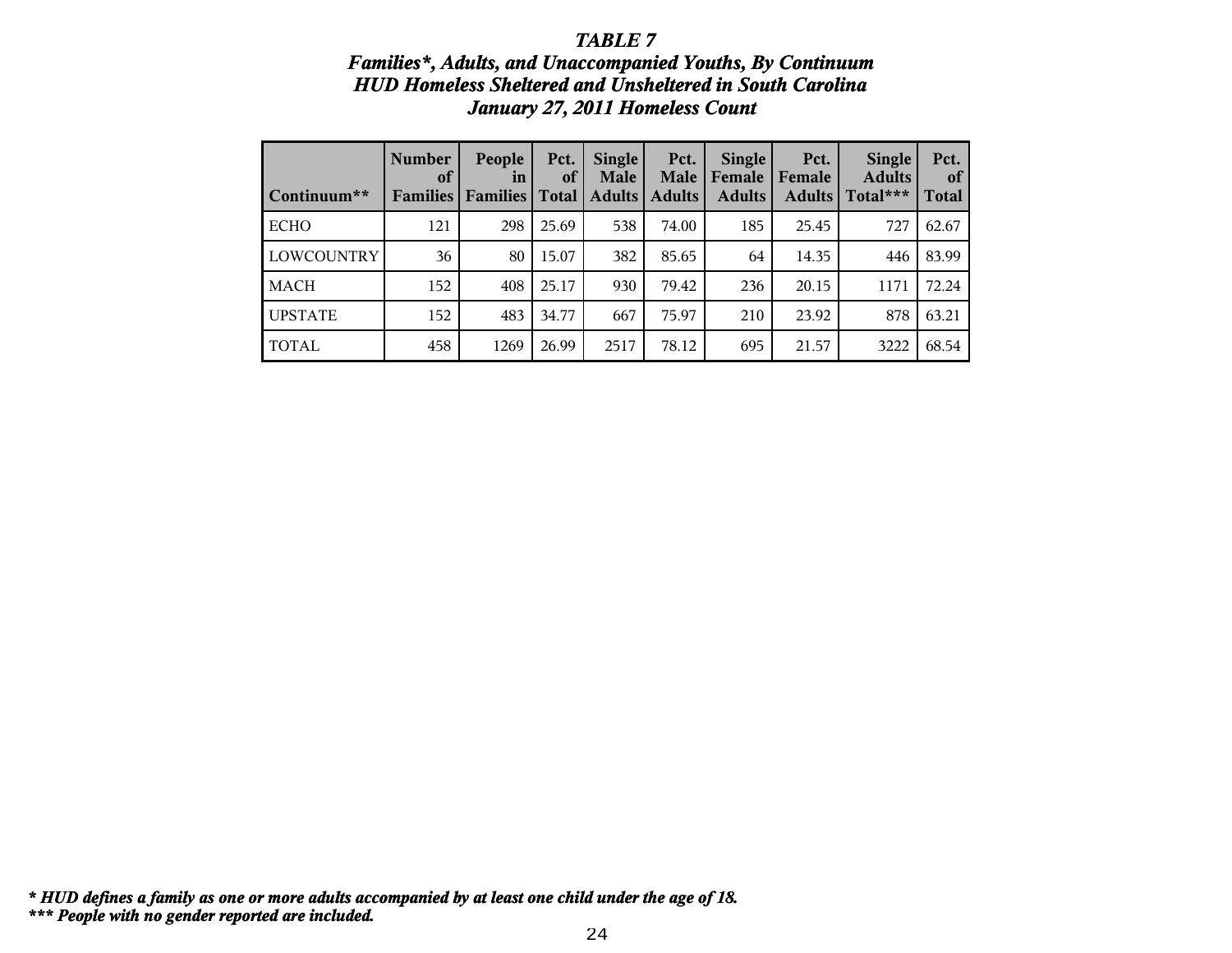# *TABLE 7*
## *Families*, Adults, and Unaccompanied Youths, By Continuum*
## *HUD Homeless Sheltered and Unsheltered in South Carolina*
## *January 27, 2011 Homeless Count*

| Continuum** | Number of Families | People in Families | Pct. of Total | Single Male Adults | Pct. Male Adults | Single Female Adults | Pct. Female Adults | Single Adults Total*** | Pct. of Total |
|---|---|---|---|---|---|---|---|---|---|
| ECHO | 121 | 298 | 25.69 | 538 | 74.00 | 185 | 25.45 | 727 | 62.67 |
| LOWCOUNTRY | 36 | 80 | 15.07 | 382 | 85.65 | 64 | 14.35 | 446 | 83.99 |
| MACH | 152 | 408 | 25.17 | 930 | 79.42 | 236 | 20.15 | 1171 | 72.24 |
| UPSTATE | 152 | 483 | 34.77 | 667 | 75.97 | 210 | 23.92 | 878 | 63.21 |
| TOTAL | 458 | 1269 | 26.99 | 2517 | 78.12 | 695 | 21.57 | 3222 | 68.54 |

***\* HUD defines a family as one or more adults accompanied by at least one child under the age of 18.***
***\*\*\* People with no gender reported are included.***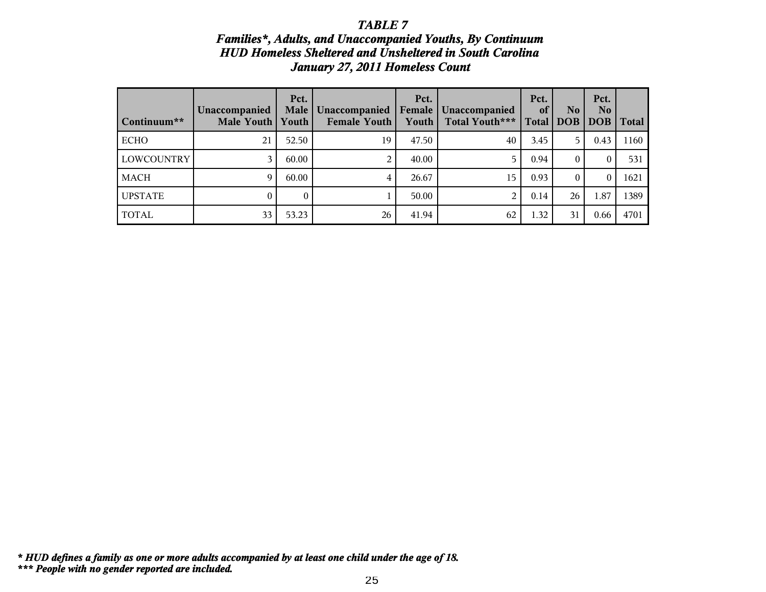# *TABLE 7*
## *Families\*, Adults, and Unaccompanied Youths, By Continuum*
## *HUD Homeless Sheltered and Unsheltered in South Carolina*
## *January 27, 2011 Homeless Count*

| Continuum** | Unaccompanied Male Youth | Pct. Male Youth | Unaccompanied Female Youth | Pct. Female Youth | Unaccompanied Total Youth*** | Pct. of Total | No DOB | Pct. No DOB | Total |
|---|---|---|---|---|---|---|---|---|---|
| ECHO | 21 | 52.50 | 19 | 47.50 | 40 | 3.45 | 5 | 0.43 | 1160 |
| LOWCOUNTRY | 3 | 60.00 | 2 | 40.00 | 5 | 0.94 | 0 | 0 | 531 |
| MACH | 9 | 60.00 | 4 | 26.67 | 15 | 0.93 | 0 | 0 | 1621 |
| UPSTATE | 0 | 0 | 1 | 50.00 | 2 | 0.14 | 26 | 1.87 | 1389 |
| TOTAL | 33 | 53.23 | 26 | 41.94 | 62 | 1.32 | 31 | 0.66 | 4701 |

*\* HUD defines a family as one or more adults accompanied by at least one child under the age of 18.*
*\*\*\* People with no gender reported are included.*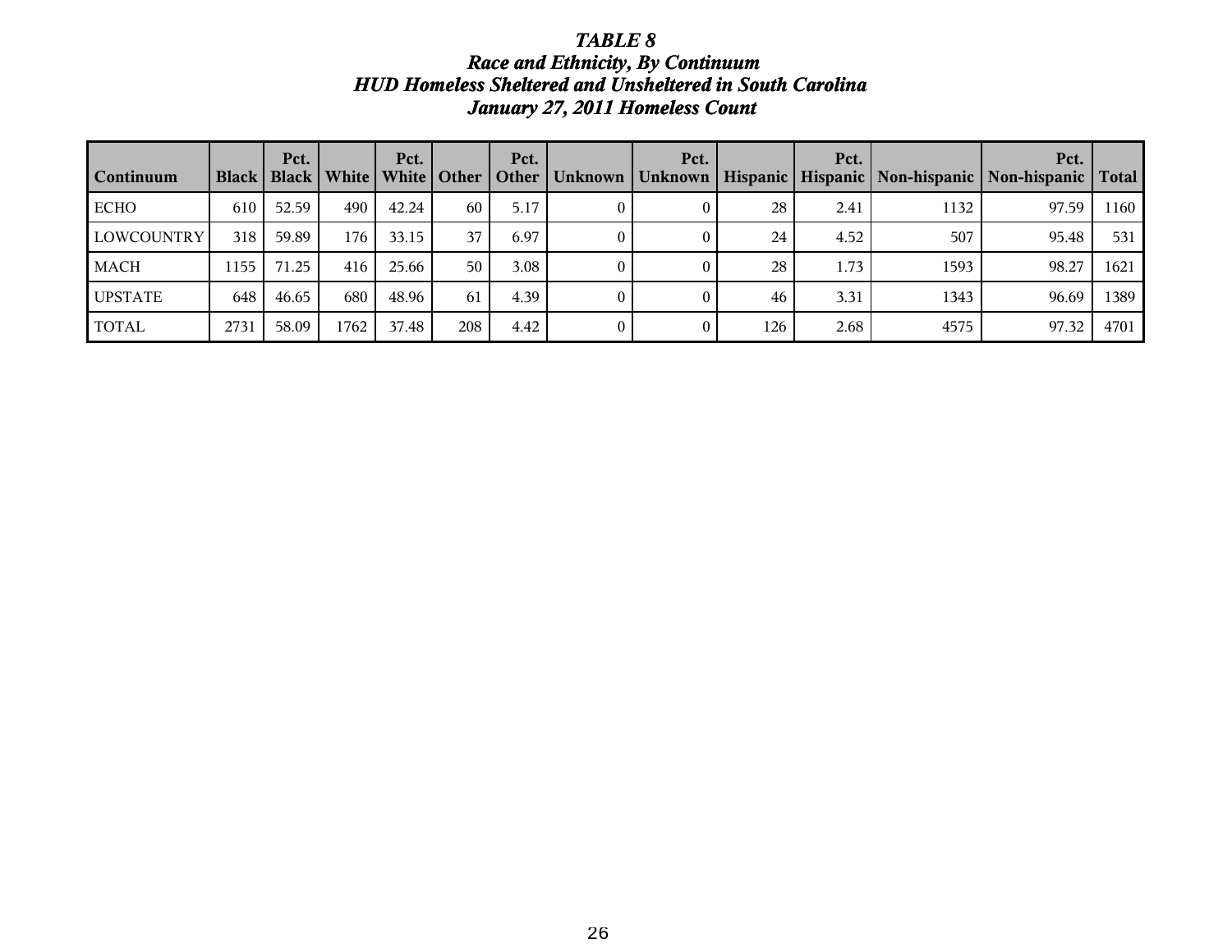***TABLE 8***
***Race and Ethnicity, By Continuum***
***HUD Homeless Sheltered and Unsheltered in South Carolina***
***January 27, 2011 Homeless Count***

| Continuum | Black | Pct. Black | White | Pct. White | Other | Pct. Other | Unknown | Pct. Unknown | Hispanic | Pct. Hispanic | Non-hispanic | Pct. Non-hispanic | Total |
|---|---|---|---|---|---|---|---|---|---|---|---|---|---|
| ECHO | 610 | 52.59 | 490 | 42.24 | 60 | 5.17 | 0 | 0 | 28 | 2.41 | 1132 | 97.59 | 1160 |
| LOWCOUNTRY | 318 | 59.89 | 176 | 33.15 | 37 | 6.97 | 0 | 0 | 24 | 4.52 | 507 | 95.48 | 531 |
| MACH | 1155 | 71.25 | 416 | 25.66 | 50 | 3.08 | 0 | 0 | 28 | 1.73 | 1593 | 98.27 | 1621 |
| UPSTATE | 648 | 46.65 | 680 | 48.96 | 61 | 4.39 | 0 | 0 | 46 | 3.31 | 1343 | 96.69 | 1389 |
| TOTAL | 2731 | 58.09 | 1762 | 37.48 | 208 | 4.42 | 0 | 0 | 126 | 2.68 | 4575 | 97.32 | 4701 |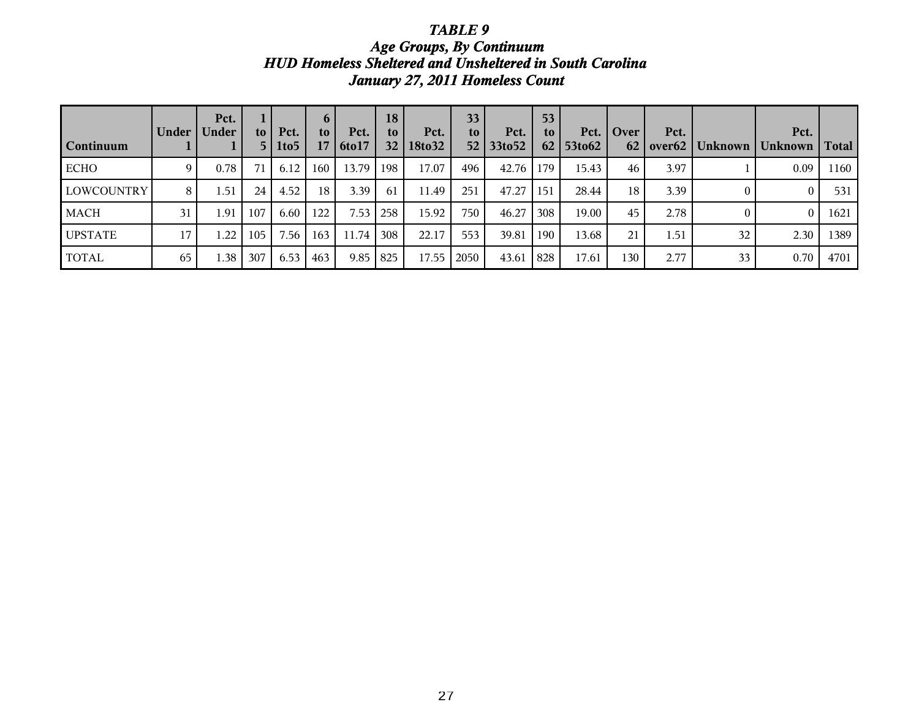# *TABLE 9*
## *Age Groups, By Continuum*
## *HUD Homeless Sheltered and Unsheltered in South Carolina*
## *January 27, 2011 Homeless Count*

| Continuum | Under 1 | Pct. Under 1 | 1 to 5 | Pct. 1to5 | 6 to 17 | Pct. 6to17 | 18 to 32 | Pct. 18to32 | 33 to 52 | Pct. 33to52 | 53 to 62 | Pct. 53to62 | Over 62 | Pct. over62 | Unknown | Pct. Unknown | Total |
|---|---|---|---|---|---|---|---|---|---|---|---|---|---|---|---|---|---|
| ECHO | 9 | 0.78 | 71 | 6.12 | 160 | 13.79 | 198 | 17.07 | 496 | 42.76 | 179 | 15.43 | 46 | 3.97 | 1 | 0.09 | 1160 |
| LOWCOUNTRY | 8 | 1.51 | 24 | 4.52 | 18 | 3.39 | 61 | 11.49 | 251 | 47.27 | 151 | 28.44 | 18 | 3.39 | 0 | 0 | 531 |
| MACH | 31 | 1.91 | 107 | 6.60 | 122 | 7.53 | 258 | 15.92 | 750 | 46.27 | 308 | 19.00 | 45 | 2.78 | 0 | 0 | 1621 |
| UPSTATE | 17 | 1.22 | 105 | 7.56 | 163 | 11.74 | 308 | 22.17 | 553 | 39.81 | 190 | 13.68 | 21 | 1.51 | 32 | 2.30 | 1389 |
| TOTAL | 65 | 1.38 | 307 | 6.53 | 463 | 9.85 | 825 | 17.55 | 2050 | 43.61 | 828 | 17.61 | 130 | 2.77 | 33 | 0.70 | 4701 |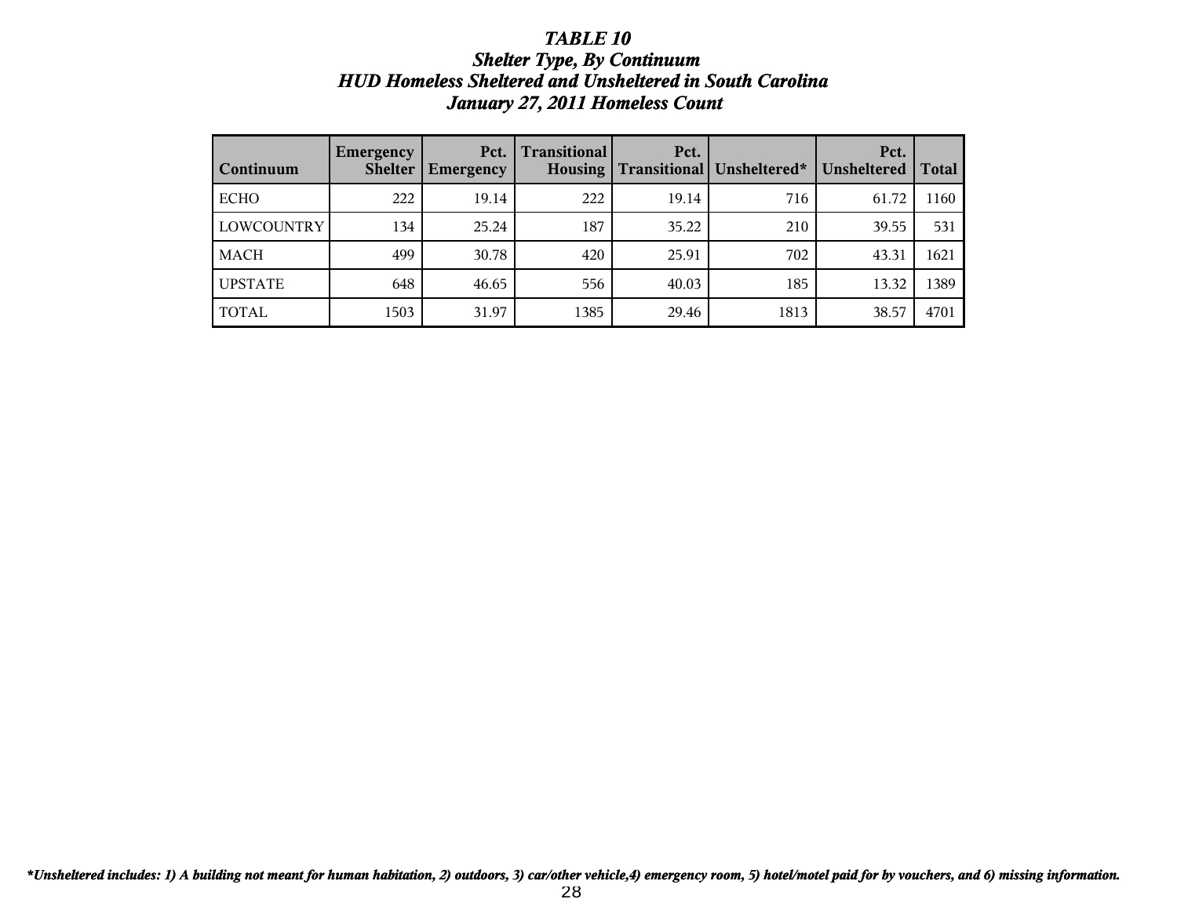# *TABLE 10*
## *Shelter Type, By Continuum*
## *HUD Homeless Sheltered and Unsheltered in South Carolina*
## *January 27, 2011 Homeless Count*

| Continuum | Emergency Shelter | Pct. Emergency | Transitional Housing | Pct. Transitional | Unsheltered* | Pct. Unsheltered | Total |
|---|---|---|---|---|---|---|---|
| ECHO | 222 | 19.14 | 222 | 19.14 | 716 | 61.72 | 1160 |
| LOWCOUNTRY | 134 | 25.24 | 187 | 35.22 | 210 | 39.55 | 531 |
| MACH | 499 | 30.78 | 420 | 25.91 | 702 | 43.31 | 1621 |
| UPSTATE | 648 | 46.65 | 556 | 40.03 | 185 | 13.32 | 1389 |
| TOTAL | 1503 | 31.97 | 1385 | 29.46 | 1813 | 38.57 | 4701 |

*\*Unsheltered includes: 1) A building not meant for human habitation, 2) outdoors, 3) car/other vehicle,4) emergency room, 5) hotel/motel paid for by vouchers, and 6) missing information.*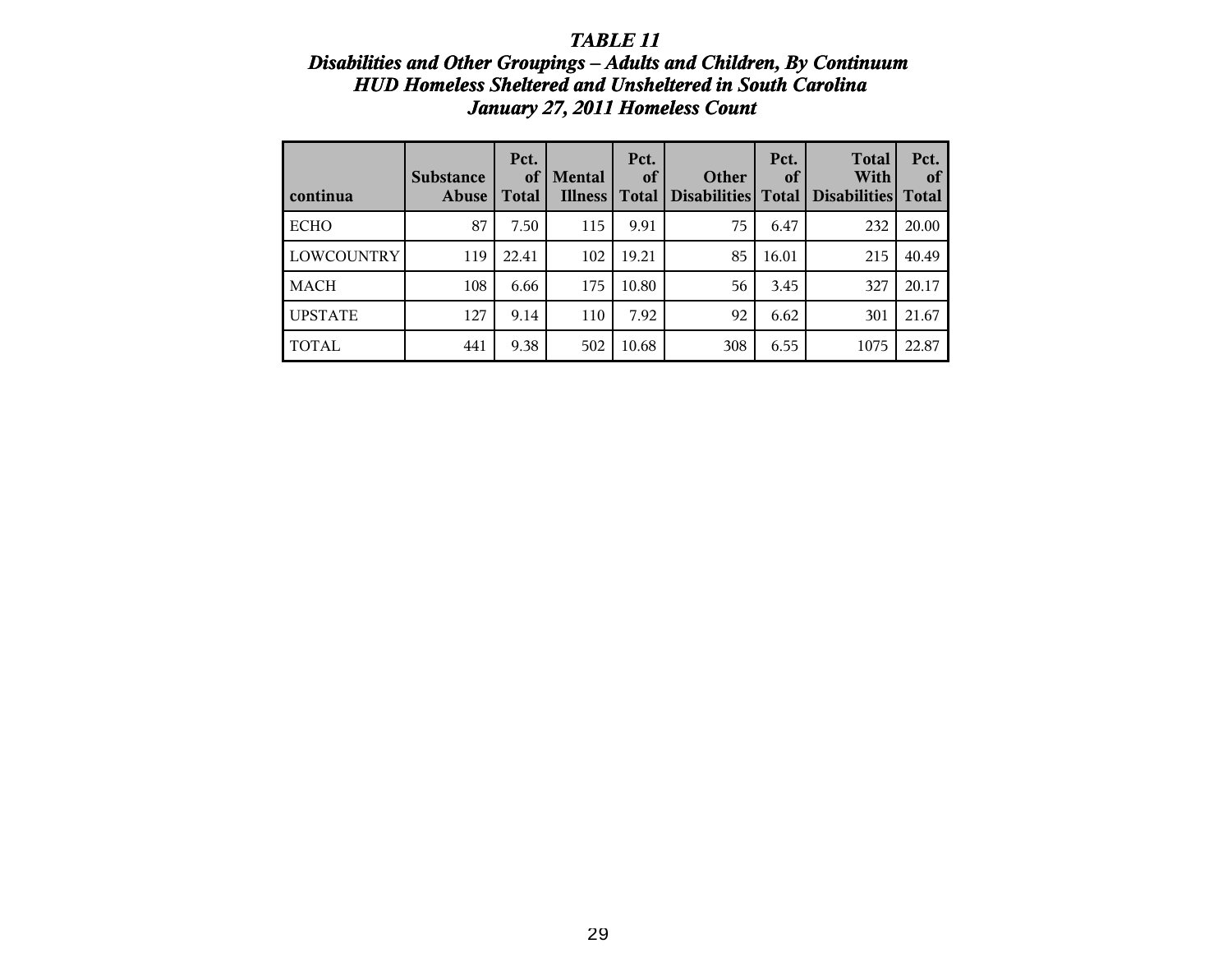# *TABLE 11*
## *Disabilities and Other Groupings – Adults and Children, By Continuum*
## *HUD Homeless Sheltered and Unsheltered in South Carolina*
## *January 27, 2011 Homeless Count*

| continua | Substance Abuse | Pct. of Total | Mental Illness | Pct. of Total | Other Disabilities | Pct. of Total | Total With Disabilities | Pct. of Total |
|---|---|---|---|---|---|---|---|---|
| ECHO | 87 | 7.50 | 115 | 9.91 | 75 | 6.47 | 232 | 20.00 |
| LOWCOUNTRY | 119 | 22.41 | 102 | 19.21 | 85 | 16.01 | 215 | 40.49 |
| MACH | 108 | 6.66 | 175 | 10.80 | 56 | 3.45 | 327 | 20.17 |
| UPSTATE | 127 | 9.14 | 110 | 7.92 | 92 | 6.62 | 301 | 21.67 |
| TOTAL | 441 | 9.38 | 502 | 10.68 | 308 | 6.55 | 1075 | 22.87 |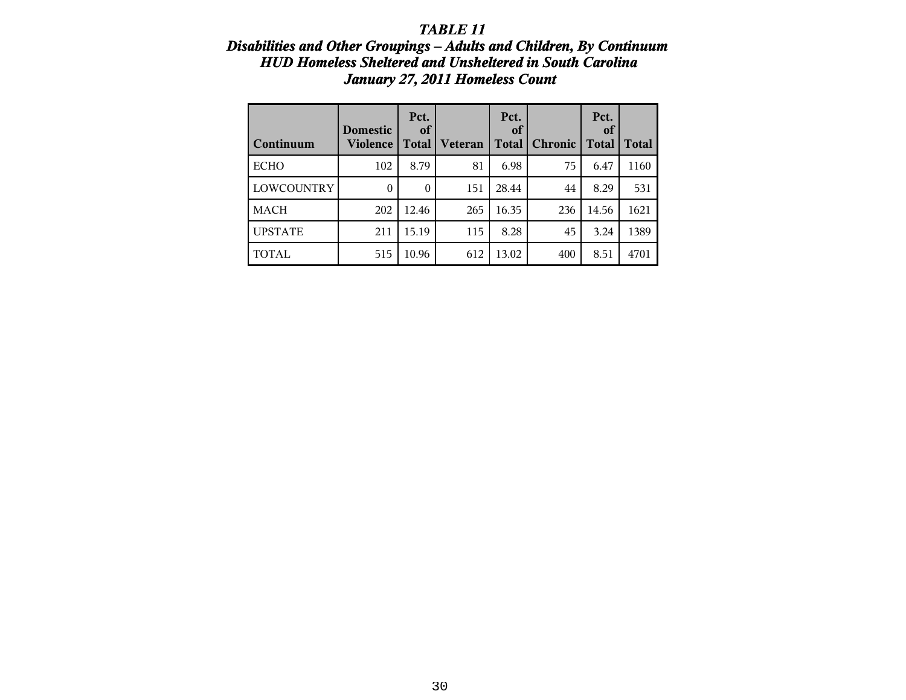# *TABLE 11*
## *Disabilities and Other Groupings – Adults and Children, By Continuum*
## *HUD Homeless Sheltered and Unsheltered in South Carolina*
## *January 27, 2011 Homeless Count*

| Continuum | Domestic Violence | Pct. of Total | Veteran | Pct. of Total | Chronic | Pct. of Total | Total |
|---|---|---|---|---|---|---|---|
| ECHO | 102 | 8.79 | 81 | 6.98 | 75 | 6.47 | 1160 |
| LOWCOUNTRY | 0 | 0 | 151 | 28.44 | 44 | 8.29 | 531 |
| MACH | 202 | 12.46 | 265 | 16.35 | 236 | 14.56 | 1621 |
| UPSTATE | 211 | 15.19 | 115 | 8.28 | 45 | 3.24 | 1389 |
| TOTAL | 515 | 10.96 | 612 | 13.02 | 400 | 8.51 | 4701 |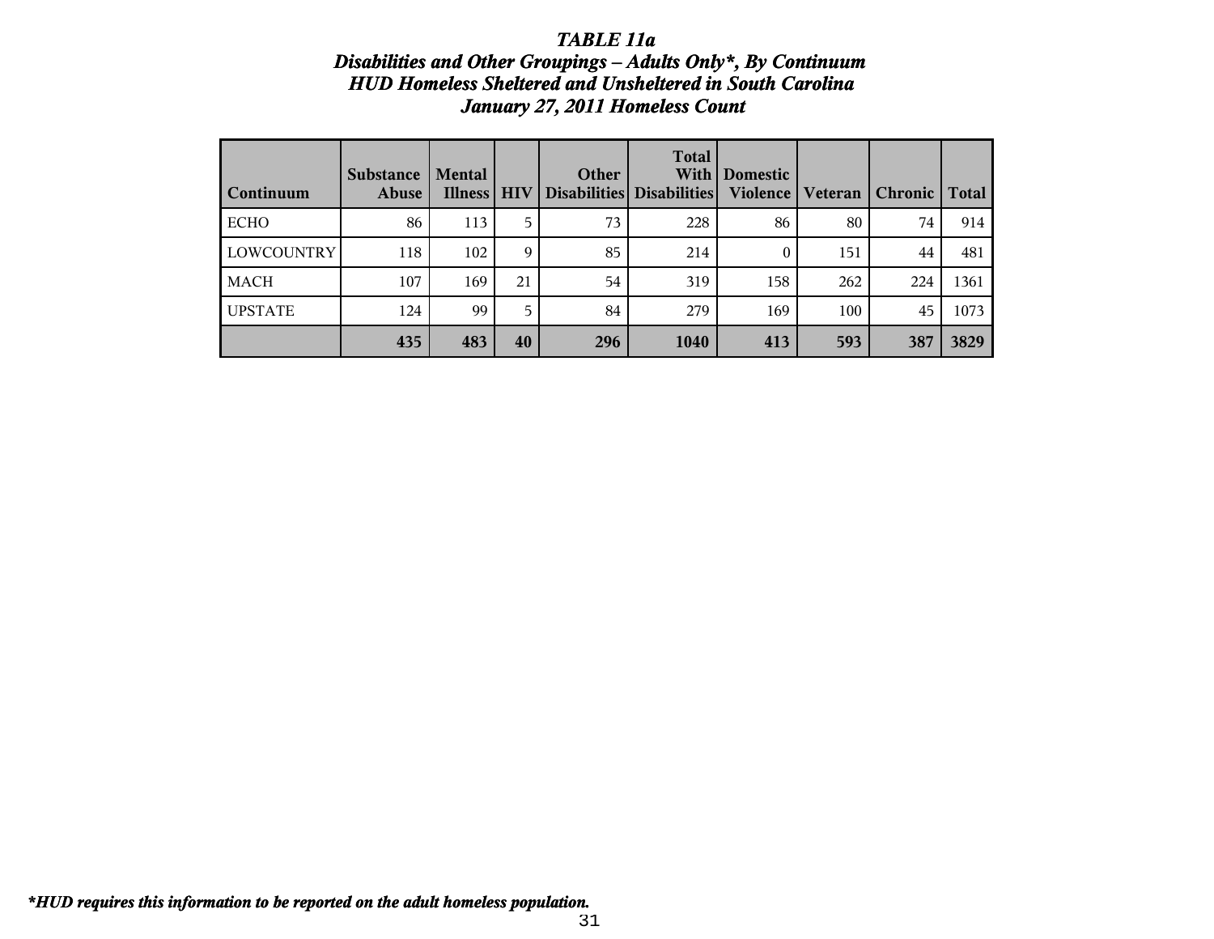# *TABLE 11a*
## *Disabilities and Other Groupings – Adults Only*, By Continuum*
## *HUD Homeless Sheltered and Unsheltered in South Carolina*
## *January 27, 2011 Homeless Count*

| Continuum | Substance Abuse | Mental Illness | HIV | Other Disabilities | Total With Disabilities | Domestic Violence | Veteran | Chronic | Total |
|---|---|---|---|---|---|---|---|---|---|
| ECHO | 86 | 113 | 5 | 73 | 228 | 86 | 80 | 74 | 914 |
| LOWCOUNTRY | 118 | 102 | 9 | 85 | 214 | 0 | 151 | 44 | 481 |
| MACH | 107 | 169 | 21 | 54 | 319 | 158 | 262 | 224 | 1361 |
| UPSTATE | 124 | 99 | 5 | 84 | 279 | 169 | 100 | 45 | 1073 |
| | **435** | **483** | **40** | **296** | **1040** | **413** | **593** | **387** | **3829** |

***HUD requires this information to be reported on the adult homeless population.***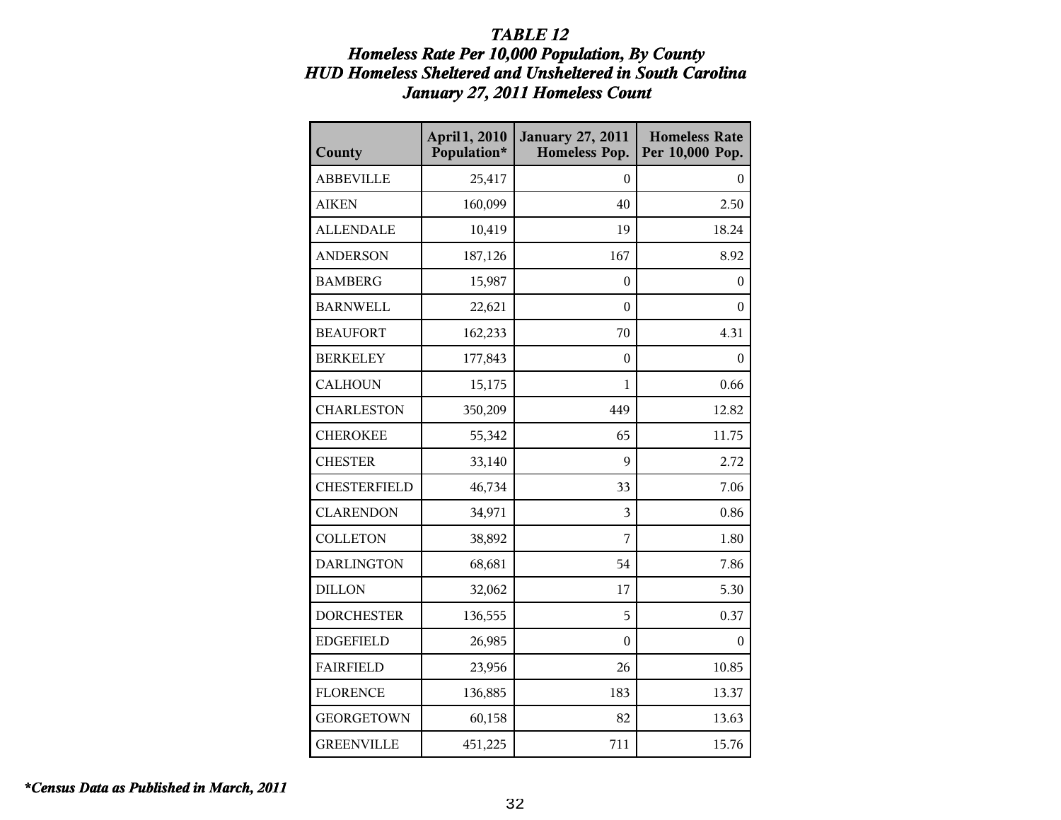### *TABLE 12*
### *Homeless Rate Per 10,000 Population, By County*
### *HUD Homeless Sheltered and Unsheltered in South Carolina*
### *January 27, 2011 Homeless Count*

| County | April 1, 2010 Population* | January 27, 2011 Homeless Pop. | Homeless Rate Per 10,000 Pop. |
|---|---|---|---|
| ABBEVILLE | 25,417 | 0 | 0 |
| AIKEN | 160,099 | 40 | 2.50 |
| ALLENDALE | 10,419 | 19 | 18.24 |
| ANDERSON | 187,126 | 167 | 8.92 |
| BAMBERG | 15,987 | 0 | 0 |
| BARNWELL | 22,621 | 0 | 0 |
| BEAUFORT | 162,233 | 70 | 4.31 |
| BERKELEY | 177,843 | 0 | 0 |
| CALHOUN | 15,175 | 1 | 0.66 |
| CHARLESTON | 350,209 | 449 | 12.82 |
| CHEROKEE | 55,342 | 65 | 11.75 |
| CHESTER | 33,140 | 9 | 2.72 |
| CHESTERFIELD | 46,734 | 33 | 7.06 |
| CLARENDON | 34,971 | 3 | 0.86 |
| COLLETON | 38,892 | 7 | 1.80 |
| DARLINGTON | 68,681 | 54 | 7.86 |
| DILLON | 32,062 | 17 | 5.30 |
| DORCHESTER | 136,555 | 5 | 0.37 |
| EDGEFIELD | 26,985 | 0 | 0 |
| FAIRFIELD | 23,956 | 26 | 10.85 |
| FLORENCE | 136,885 | 183 | 13.37 |
| GEORGETOWN | 60,158 | 82 | 13.63 |
| GREENVILLE | 451,225 | 711 | 15.76 |

***Census Data as Published in March, 2011**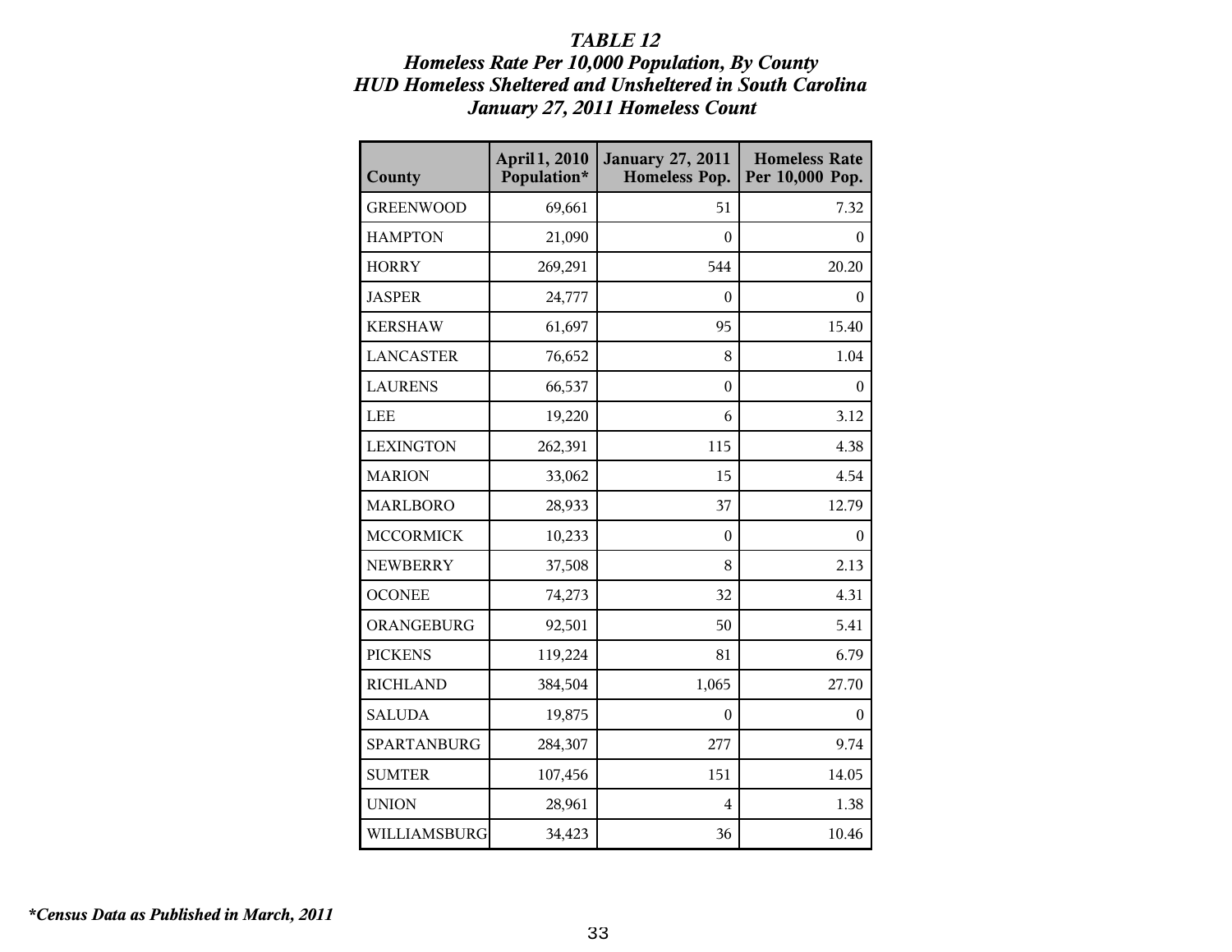### *TABLE 12*
### *Homeless Rate Per 10,000 Population, By County*
### *HUD Homeless Sheltered and Unsheltered in South Carolina*
### *January 27, 2011 Homeless Count*

| County | April 1, 2010 Population* | January 27, 2011 Homeless Pop. | Homeless Rate Per 10,000 Pop. |
|---|---:|---:|---:|
| GREENWOOD | 69,661 | 51 | 7.32 |
| HAMPTON | 21,090 | 0 | 0 |
| HORRY | 269,291 | 544 | 20.20 |
| JASPER | 24,777 | 0 | 0 |
| KERSHAW | 61,697 | 95 | 15.40 |
| LANCASTER | 76,652 | 8 | 1.04 |
| LAURENS | 66,537 | 0 | 0 |
| LEE | 19,220 | 6 | 3.12 |
| LEXINGTON | 262,391 | 115 | 4.38 |
| MARION | 33,062 | 15 | 4.54 |
| MARLBORO | 28,933 | 37 | 12.79 |
| MCCORMICK | 10,233 | 0 | 0 |
| NEWBERRY | 37,508 | 8 | 2.13 |
| OCONEE | 74,273 | 32 | 4.31 |
| ORANGEBURG | 92,501 | 50 | 5.41 |
| PICKENS | 119,224 | 81 | 6.79 |
| RICHLAND | 384,504 | 1,065 | 27.70 |
| SALUDA | 19,875 | 0 | 0 |
| SPARTANBURG | 284,307 | 277 | 9.74 |
| SUMTER | 107,456 | 151 | 14.05 |
| UNION | 28,961 | 4 | 1.38 |
| WILLIAMSBURG | 34,423 | 36 | 10.46 |

***Census Data as Published in March, 2011**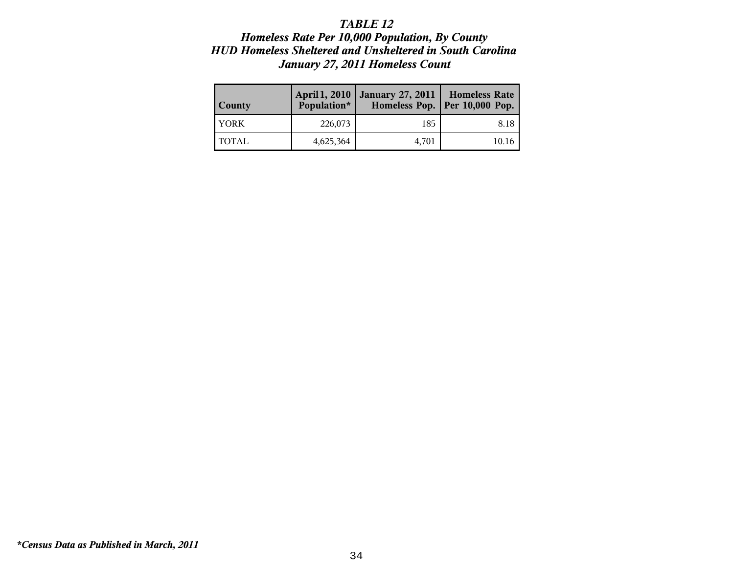***TABLE 12***

***Homeless Rate Per 10,000 Population, By County***

***HUD Homeless Sheltered and Unsheltered in South Carolina***

***January 27, 2011 Homeless Count***

| County | April 1, 2010 Population* | January 27, 2011 Homeless Pop. | Homeless Rate Per 10,000 Pop. |
|---|---|---|---|
| YORK | 226,073 | 185 | 8.18 |
| TOTAL | 4,625,364 | 4,701 | 10.16 |

***Census Data as Published in March, 2011*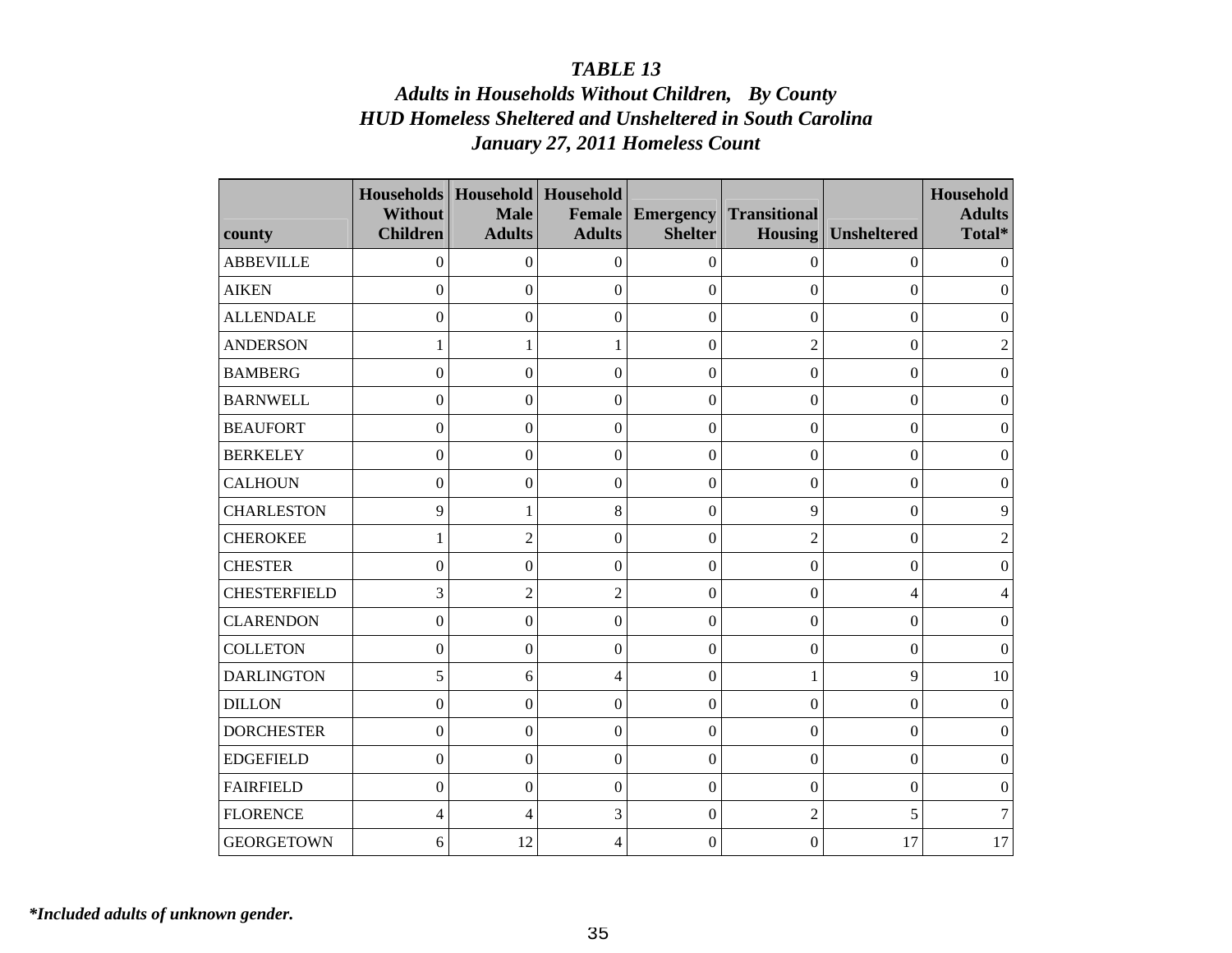# *TABLE 13*
## *Adults in Households Without Children, By County*
## *HUD Homeless Sheltered and Unsheltered in South Carolina*
## *January 27, 2011 Homeless Count*

| county | Households Without Children | Household Male Adults | Household Female Adults | Emergency Shelter | Transitional Housing | Unsheltered | Household Adults Total* |
|---|---|---|---|---|---|---|---|
| ABBEVILLE | 0 | 0 | 0 | 0 | 0 | 0 | 0 |
| AIKEN | 0 | 0 | 0 | 0 | 0 | 0 | 0 |
| ALLENDALE | 0 | 0 | 0 | 0 | 0 | 0 | 0 |
| ANDERSON | 1 | 1 | 1 | 0 | 2 | 0 | 2 |
| BAMBERG | 0 | 0 | 0 | 0 | 0 | 0 | 0 |
| BARNWELL | 0 | 0 | 0 | 0 | 0 | 0 | 0 |
| BEAUFORT | 0 | 0 | 0 | 0 | 0 | 0 | 0 |
| BERKELEY | 0 | 0 | 0 | 0 | 0 | 0 | 0 |
| CALHOUN | 0 | 0 | 0 | 0 | 0 | 0 | 0 |
| CHARLESTON | 9 | 1 | 8 | 0 | 9 | 0 | 9 |
| CHEROKEE | 1 | 2 | 0 | 0 | 2 | 0 | 2 |
| CHESTER | 0 | 0 | 0 | 0 | 0 | 0 | 0 |
| CHESTERFIELD | 3 | 2 | 2 | 0 | 0 | 4 | 4 |
| CLARENDON | 0 | 0 | 0 | 0 | 0 | 0 | 0 |
| COLLETON | 0 | 0 | 0 | 0 | 0 | 0 | 0 |
| DARLINGTON | 5 | 6 | 4 | 0 | 1 | 9 | 10 |
| DILLON | 0 | 0 | 0 | 0 | 0 | 0 | 0 |
| DORCHESTER | 0 | 0 | 0 | 0 | 0 | 0 | 0 |
| EDGEFIELD | 0 | 0 | 0 | 0 | 0 | 0 | 0 |
| FAIRFIELD | 0 | 0 | 0 | 0 | 0 | 0 | 0 |
| FLORENCE | 4 | 4 | 3 | 0 | 2 | 5 | 7 |
| GEORGETOWN | 6 | 12 | 4 | 0 | 0 | 17 | 17 |

***Included adults of unknown gender.**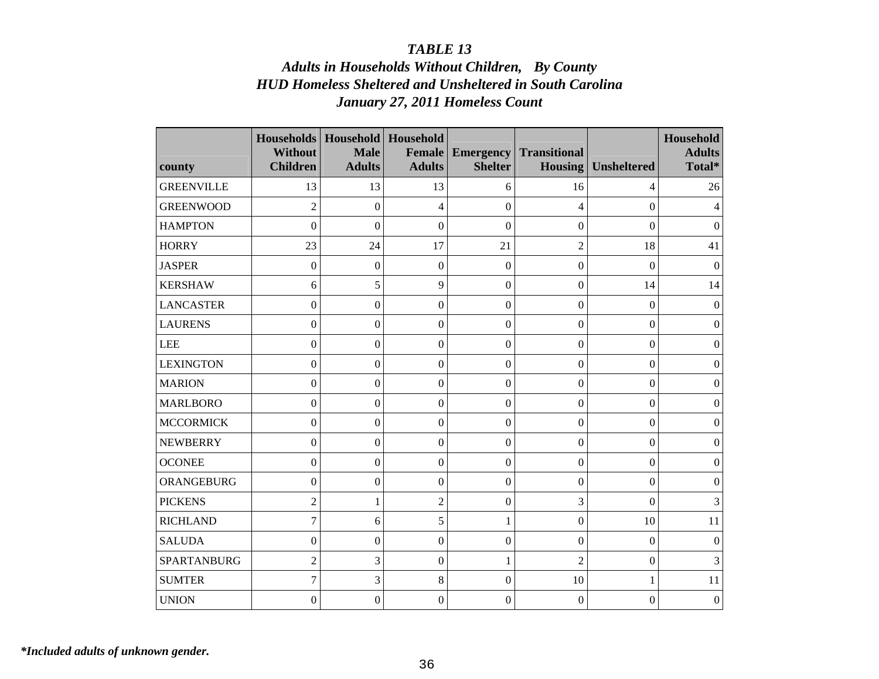***TABLE 13***
***Adults in Households Without Children, By County***
***HUD Homeless Sheltered and Unsheltered in South Carolina***
***January 27, 2011 Homeless Count***

| county | Households Without Children | Household Male Adults | Household Female Adults | Emergency Shelter | Transitional Housing | Unsheltered | Household Adults Total* |
|---|---|---|---|---|---|---|---|
| GREENVILLE | 13 | 13 | 13 | 6 | 16 | 4 | 26 |
| GREENWOOD | 2 | 0 | 4 | 0 | 4 | 0 | 4 |
| HAMPTON | 0 | 0 | 0 | 0 | 0 | 0 | 0 |
| HORRY | 23 | 24 | 17 | 21 | 2 | 18 | 41 |
| JASPER | 0 | 0 | 0 | 0 | 0 | 0 | 0 |
| KERSHAW | 6 | 5 | 9 | 0 | 0 | 14 | 14 |
| LANCASTER | 0 | 0 | 0 | 0 | 0 | 0 | 0 |
| LAURENS | 0 | 0 | 0 | 0 | 0 | 0 | 0 |
| LEE | 0 | 0 | 0 | 0 | 0 | 0 | 0 |
| LEXINGTON | 0 | 0 | 0 | 0 | 0 | 0 | 0 |
| MARION | 0 | 0 | 0 | 0 | 0 | 0 | 0 |
| MARLBORO | 0 | 0 | 0 | 0 | 0 | 0 | 0 |
| MCCORMICK | 0 | 0 | 0 | 0 | 0 | 0 | 0 |
| NEWBERRY | 0 | 0 | 0 | 0 | 0 | 0 | 0 |
| OCONEE | 0 | 0 | 0 | 0 | 0 | 0 | 0 |
| ORANGEBURG | 0 | 0 | 0 | 0 | 0 | 0 | 0 |
| PICKENS | 2 | 1 | 2 | 0 | 3 | 0 | 3 |
| RICHLAND | 7 | 6 | 5 | 1 | 0 | 10 | 11 |
| SALUDA | 0 | 0 | 0 | 0 | 0 | 0 | 0 |
| SPARTANBURG | 2 | 3 | 0 | 1 | 2 | 0 | 3 |
| SUMTER | 7 | 3 | 8 | 0 | 10 | 1 | 11 |
| UNION | 0 | 0 | 0 | 0 | 0 | 0 | 0 |

***Included adults of unknown gender.*** (*)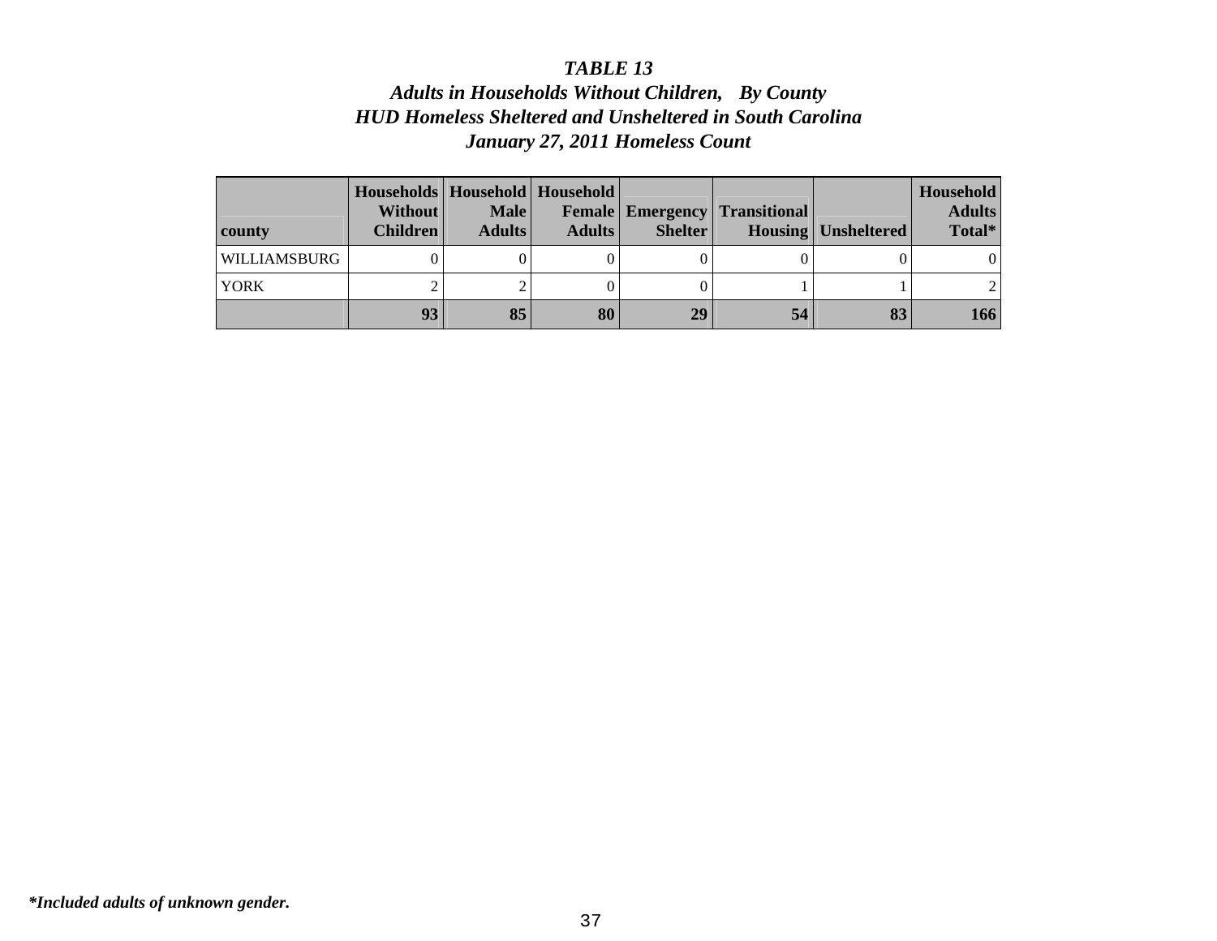***TABLE 13***
***Adults in Households Without Children, By County***
***HUD Homeless Sheltered and Unsheltered in South Carolina***
***January 27, 2011 Homeless Count***

| county | Households Without Children | Household Male Adults | Household Female Adults | Emergency Shelter | Transitional Housing | Unsheltered | Household Adults Total* |
|---|---|---|---|---|---|---|---|
| WILLIAMSBURG | 0 | 0 | 0 | 0 | 0 | 0 | 0 |
| YORK | 2 | 2 | 0 | 0 | 1 | 1 | 2 |
| | **93** | **85** | **80** | **29** | **54** | **83** | **166** |

***Included adults of unknown gender.**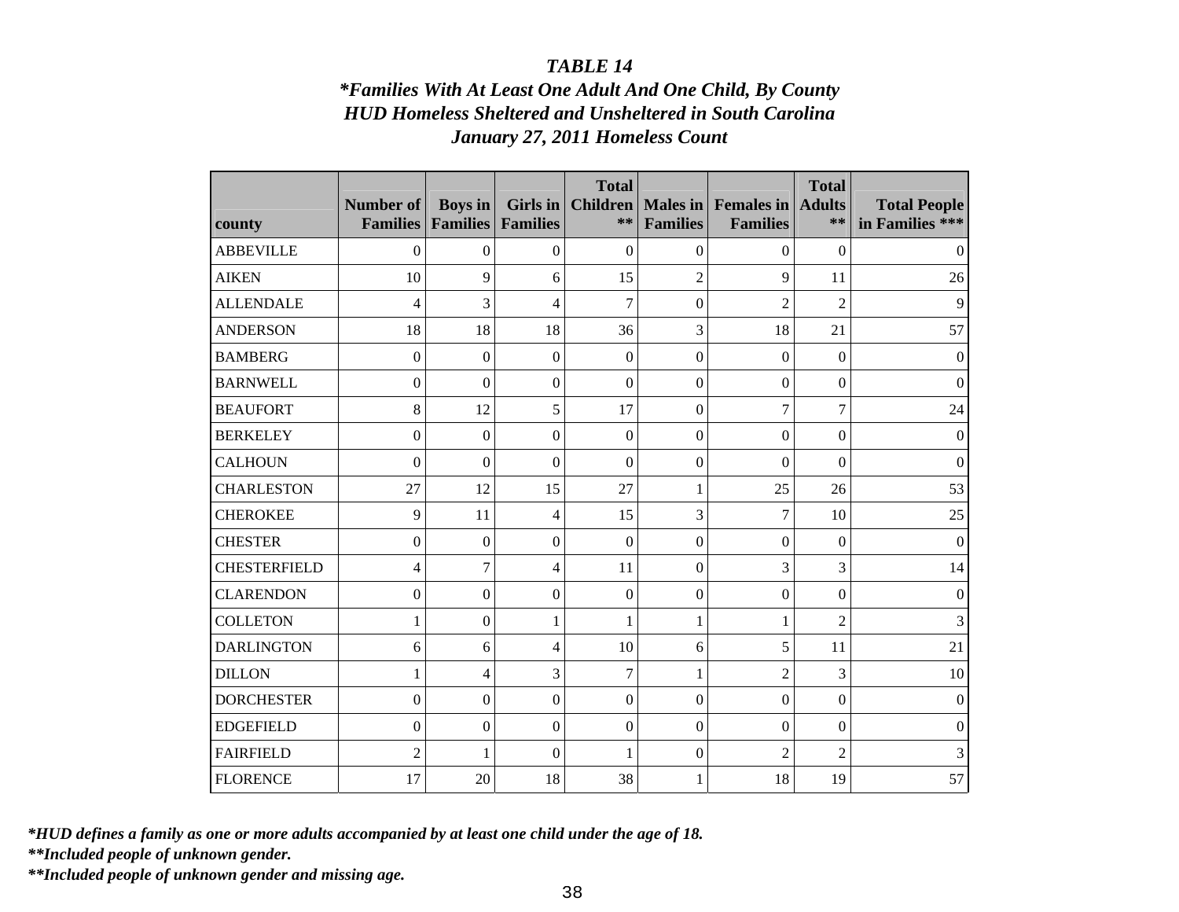### *TABLE 14*
### **Families With At Least One Adult And One Child, By County*
### *HUD Homeless Sheltered and Unsheltered in South Carolina*
### *January 27, 2011 Homeless Count*

| county | Number of Families | Boys in Families | Girls in Families | Total Children ** | Males in Families | Females in Families | Total Adults ** | Total People in Families *** |
|---|---|---|---|---|---|---|---|---|
| ABBEVILLE | 0 | 0 | 0 | 0 | 0 | 0 | 0 | 0 |
| AIKEN | 10 | 9 | 6 | 15 | 2 | 9 | 11 | 26 |
| ALLENDALE | 4 | 3 | 4 | 7 | 0 | 2 | 2 | 9 |
| ANDERSON | 18 | 18 | 18 | 36 | 3 | 18 | 21 | 57 |
| BAMBERG | 0 | 0 | 0 | 0 | 0 | 0 | 0 | 0 |
| BARNWELL | 0 | 0 | 0 | 0 | 0 | 0 | 0 | 0 |
| BEAUFORT | 8 | 12 | 5 | 17 | 0 | 7 | 7 | 24 |
| BERKELEY | 0 | 0 | 0 | 0 | 0 | 0 | 0 | 0 |
| CALHOUN | 0 | 0 | 0 | 0 | 0 | 0 | 0 | 0 |
| CHARLESTON | 27 | 12 | 15 | 27 | 1 | 25 | 26 | 53 |
| CHEROKEE | 9 | 11 | 4 | 15 | 3 | 7 | 10 | 25 |
| CHESTER | 0 | 0 | 0 | 0 | 0 | 0 | 0 | 0 |
| CHESTERFIELD | 4 | 7 | 4 | 11 | 0 | 3 | 3 | 14 |
| CLARENDON | 0 | 0 | 0 | 0 | 0 | 0 | 0 | 0 |
| COLLETON | 1 | 0 | 1 | 1 | 1 | 1 | 2 | 3 |
| DARLINGTON | 6 | 6 | 4 | 10 | 6 | 5 | 11 | 21 |
| DILLON | 1 | 4 | 3 | 7 | 1 | 2 | 3 | 10 |
| DORCHESTER | 0 | 0 | 0 | 0 | 0 | 0 | 0 | 0 |
| EDGEFIELD | 0 | 0 | 0 | 0 | 0 | 0 | 0 | 0 |
| FAIRFIELD | 2 | 1 | 0 | 1 | 0 | 2 | 2 | 3 |
| FLORENCE | 17 | 20 | 18 | 38 | 1 | 18 | 19 | 57 |

***HUD defines a family as one or more adults accompanied by at least one child under the age of 18.***

***\*\*Included people of unknown gender.***

***\*\*Included people of unknown gender and missing age.***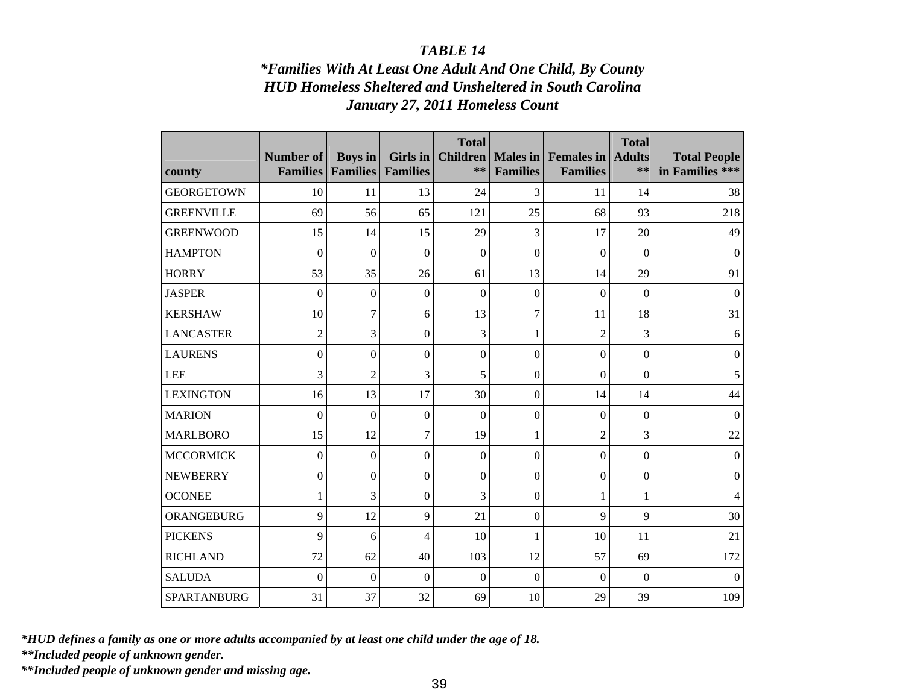### *TABLE 14*
### **Families With At Least One Adult And One Child, By County*
### *HUD Homeless Sheltered and Unsheltered in South Carolina*
### *January 27, 2011 Homeless Count*

| county | Number of Families | Boys in Families | Girls in Families | Total Children ** | Males in Families | Females in Families | Total Adults ** | Total People in Families *** |
|---|---|---|---|---|---|---|---|---|
| GEORGETOWN | 10 | 11 | 13 | 24 | 3 | 11 | 14 | 38 |
| GREENVILLE | 69 | 56 | 65 | 121 | 25 | 68 | 93 | 218 |
| GREENWOOD | 15 | 14 | 15 | 29 | 3 | 17 | 20 | 49 |
| HAMPTON | 0 | 0 | 0 | 0 | 0 | 0 | 0 | 0 |
| HORRY | 53 | 35 | 26 | 61 | 13 | 14 | 29 | 91 |
| JASPER | 0 | 0 | 0 | 0 | 0 | 0 | 0 | 0 |
| KERSHAW | 10 | 7 | 6 | 13 | 7 | 11 | 18 | 31 |
| LANCASTER | 2 | 3 | 0 | 3 | 1 | 2 | 3 | 6 |
| LAURENS | 0 | 0 | 0 | 0 | 0 | 0 | 0 | 0 |
| LEE | 3 | 2 | 3 | 5 | 0 | 0 | 0 | 5 |
| LEXINGTON | 16 | 13 | 17 | 30 | 0 | 14 | 14 | 44 |
| MARION | 0 | 0 | 0 | 0 | 0 | 0 | 0 | 0 |
| MARLBORO | 15 | 12 | 7 | 19 | 1 | 2 | 3 | 22 |
| MCCORMICK | 0 | 0 | 0 | 0 | 0 | 0 | 0 | 0 |
| NEWBERRY | 0 | 0 | 0 | 0 | 0 | 0 | 0 | 0 |
| OCONEE | 1 | 3 | 0 | 3 | 0 | 1 | 1 | 4 |
| ORANGEBURG | 9 | 12 | 9 | 21 | 0 | 9 | 9 | 30 |
| PICKENS | 9 | 6 | 4 | 10 | 1 | 10 | 11 | 21 |
| RICHLAND | 72 | 62 | 40 | 103 | 12 | 57 | 69 | 172 |
| SALUDA | 0 | 0 | 0 | 0 | 0 | 0 | 0 | 0 |
| SPARTANBURG | 31 | 37 | 32 | 69 | 10 | 29 | 39 | 109 |

****HUD defines a family as one or more adults accompanied by at least one child under the age of 18.***

*****Included people of unknown gender.***

*****Included people of unknown gender and missing age.***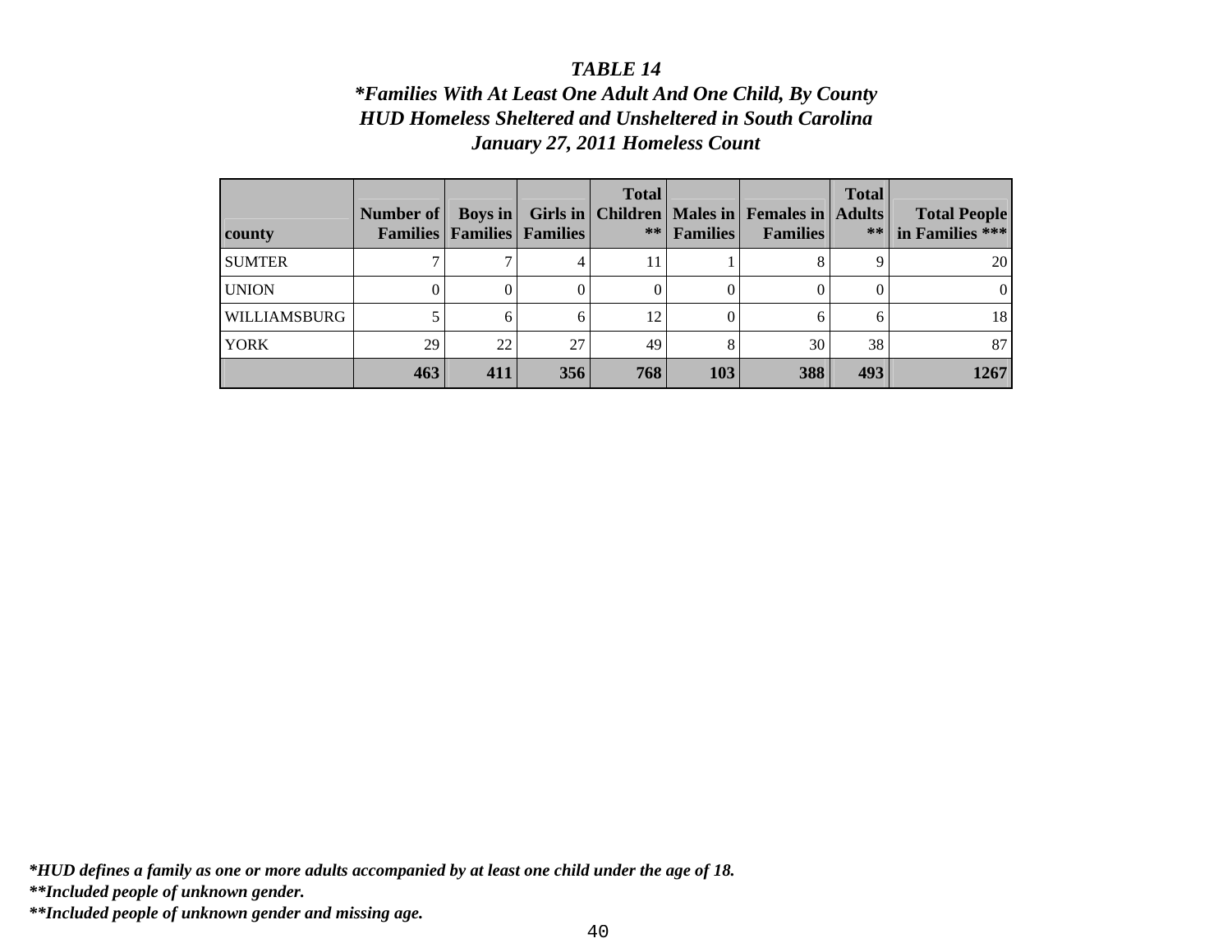# *TABLE 14*
## *\*Families With At Least One Adult And One Child, By County*
## *HUD Homeless Sheltered and Unsheltered in South Carolina*
## *January 27, 2011 Homeless Count*

| county | Number of Families | Boys in Families | Girls in Families | Total Children ** | Males in Families | Females in Families | Total Adults ** | Total People in Families *** |
|---|---|---|---|---|---|---|---|---|
| SUMTER | 7 | 7 | 4 | 11 | 1 | 8 | 9 | 20 |
| UNION | 0 | 0 | 0 | 0 | 0 | 0 | 0 | 0 |
| WILLIAMSBURG | 5 | 6 | 6 | 12 | 0 | 6 | 6 | 18 |
| YORK | 29 | 22 | 27 | 49 | 8 | 30 | 38 | 87 |
| | **463** | **411** | **356** | **768** | **103** | **388** | **493** | **1267** |

***HUD defines a family as one or more adults accompanied by at least one child under the age of 18.***

***\*\*Included people of unknown gender.***

***\*\*Included people of unknown gender and missing age.***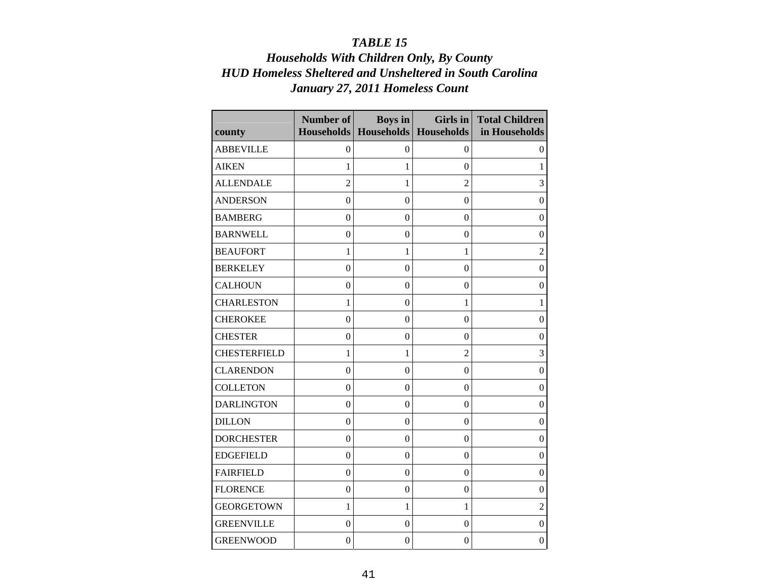***TABLE 15***
***Households With Children Only, By County***
***HUD Homeless Sheltered and Unsheltered in South Carolina***
***January 27, 2011 Homeless Count***

| county | Number of Households | Boys in Households | Girls in Households | Total Children in Households |
|---|---|---|---|---|
| ABBEVILLE | 0 | 0 | 0 | 0 |
| AIKEN | 1 | 1 | 0 | 1 |
| ALLENDALE | 2 | 1 | 2 | 3 |
| ANDERSON | 0 | 0 | 0 | 0 |
| BAMBERG | 0 | 0 | 0 | 0 |
| BARNWELL | 0 | 0 | 0 | 0 |
| BEAUFORT | 1 | 1 | 1 | 2 |
| BERKELEY | 0 | 0 | 0 | 0 |
| CALHOUN | 0 | 0 | 0 | 0 |
| CHARLESTON | 1 | 0 | 1 | 1 |
| CHEROKEE | 0 | 0 | 0 | 0 |
| CHESTER | 0 | 0 | 0 | 0 |
| CHESTERFIELD | 1 | 1 | 2 | 3 |
| CLARENDON | 0 | 0 | 0 | 0 |
| COLLETON | 0 | 0 | 0 | 0 |
| DARLINGTON | 0 | 0 | 0 | 0 |
| DILLON | 0 | 0 | 0 | 0 |
| DORCHESTER | 0 | 0 | 0 | 0 |
| EDGEFIELD | 0 | 0 | 0 | 0 |
| FAIRFIELD | 0 | 0 | 0 | 0 |
| FLORENCE | 0 | 0 | 0 | 0 |
| GEORGETOWN | 1 | 1 | 1 | 2 |
| GREENVILLE | 0 | 0 | 0 | 0 |
| GREENWOOD | 0 | 0 | 0 | 0 |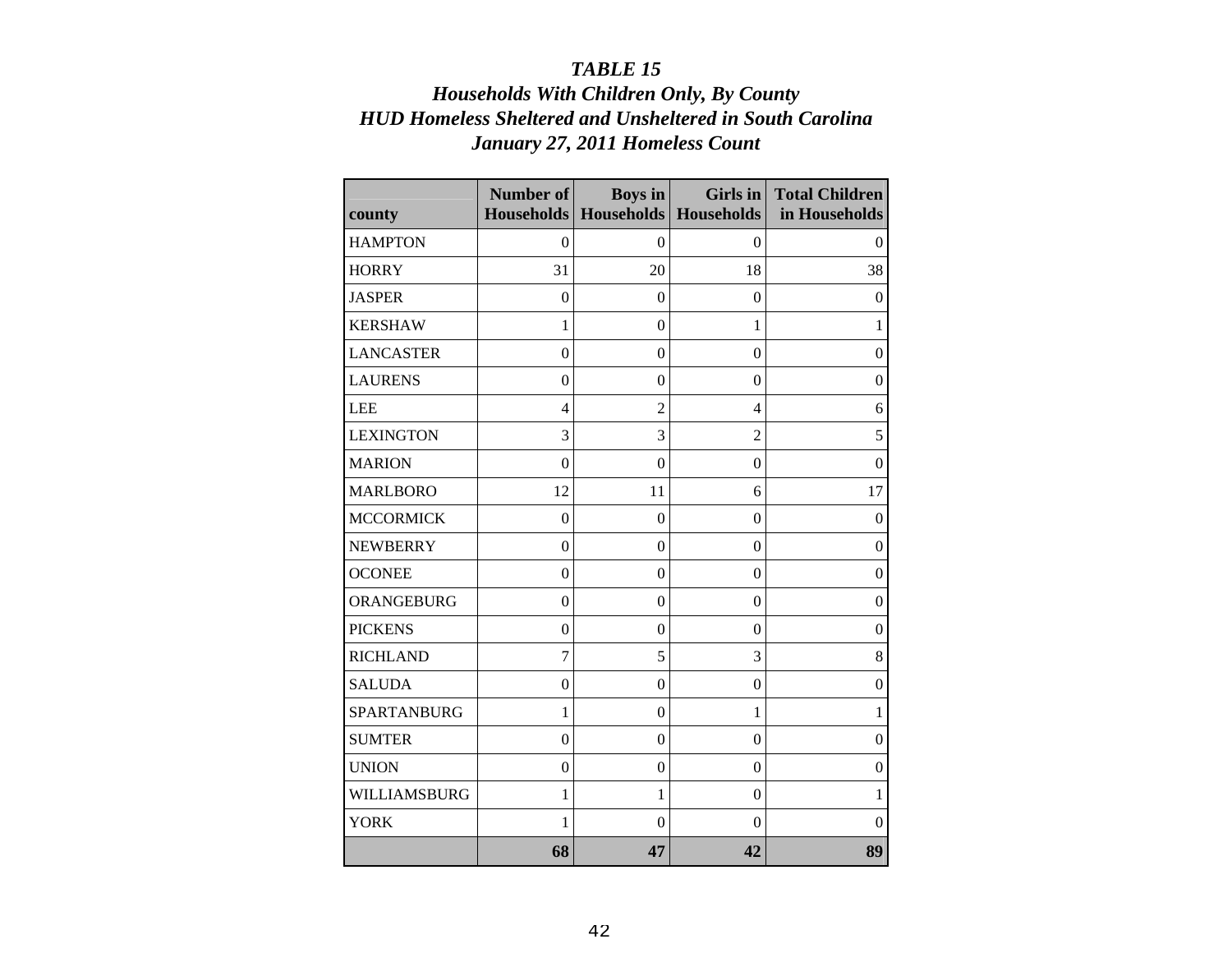### *TABLE 15*
### *Households With Children Only, By County*
### *HUD Homeless Sheltered and Unsheltered in South Carolina*
### *January 27, 2011 Homeless Count*

| county | Number of Households | Boys in Households | Girls in Households | Total Children in Households |
|---|---|---|---|---|
| HAMPTON | 0 | 0 | 0 | 0 |
| HORRY | 31 | 20 | 18 | 38 |
| JASPER | 0 | 0 | 0 | 0 |
| KERSHAW | 1 | 0 | 1 | 1 |
| LANCASTER | 0 | 0 | 0 | 0 |
| LAURENS | 0 | 0 | 0 | 0 |
| LEE | 4 | 2 | 4 | 6 |
| LEXINGTON | 3 | 3 | 2 | 5 |
| MARION | 0 | 0 | 0 | 0 |
| MARLBORO | 12 | 11 | 6 | 17 |
| MCCORMICK | 0 | 0 | 0 | 0 |
| NEWBERRY | 0 | 0 | 0 | 0 |
| OCONEE | 0 | 0 | 0 | 0 |
| ORANGEBURG | 0 | 0 | 0 | 0 |
| PICKENS | 0 | 0 | 0 | 0 |
| RICHLAND | 7 | 5 | 3 | 8 |
| SALUDA | 0 | 0 | 0 | 0 |
| SPARTANBURG | 1 | 0 | 1 | 1 |
| SUMTER | 0 | 0 | 0 | 0 |
| UNION | 0 | 0 | 0 | 0 |
| WILLIAMSBURG | 1 | 1 | 0 | 1 |
| YORK | 1 | 0 | 0 | 0 |
| | **68** | **47** | **42** | **89** |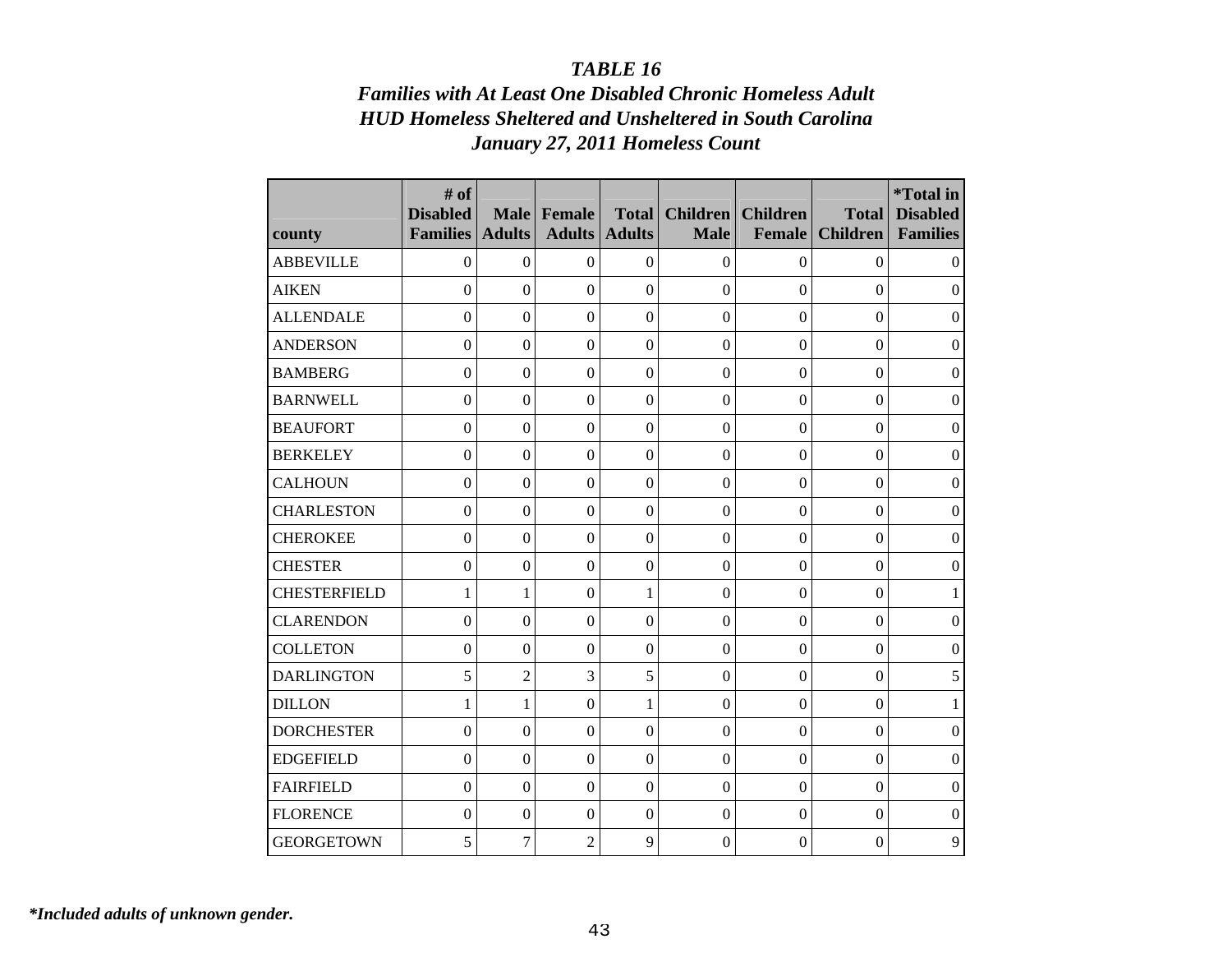# *TABLE 16*
## *Families with At Least One Disabled Chronic Homeless Adult*
## *HUD Homeless Sheltered and Unsheltered in South Carolina*
## *January 27, 2011 Homeless Count*

| county | # of Disabled Families | Male Adults | Female Adults | Total Adults | Children Male | Children Female | Total Children | *Total in Disabled Families |
|---|---|---|---|---|---|---|---|---|
| ABBEVILLE | 0 | 0 | 0 | 0 | 0 | 0 | 0 | 0 |
| AIKEN | 0 | 0 | 0 | 0 | 0 | 0 | 0 | 0 |
| ALLENDALE | 0 | 0 | 0 | 0 | 0 | 0 | 0 | 0 |
| ANDERSON | 0 | 0 | 0 | 0 | 0 | 0 | 0 | 0 |
| BAMBERG | 0 | 0 | 0 | 0 | 0 | 0 | 0 | 0 |
| BARNWELL | 0 | 0 | 0 | 0 | 0 | 0 | 0 | 0 |
| BEAUFORT | 0 | 0 | 0 | 0 | 0 | 0 | 0 | 0 |
| BERKELEY | 0 | 0 | 0 | 0 | 0 | 0 | 0 | 0 |
| CALHOUN | 0 | 0 | 0 | 0 | 0 | 0 | 0 | 0 |
| CHARLESTON | 0 | 0 | 0 | 0 | 0 | 0 | 0 | 0 |
| CHEROKEE | 0 | 0 | 0 | 0 | 0 | 0 | 0 | 0 |
| CHESTER | 0 | 0 | 0 | 0 | 0 | 0 | 0 | 0 |
| CHESTERFIELD | 1 | 1 | 0 | 1 | 0 | 0 | 0 | 1 |
| CLARENDON | 0 | 0 | 0 | 0 | 0 | 0 | 0 | 0 |
| COLLETON | 0 | 0 | 0 | 0 | 0 | 0 | 0 | 0 |
| DARLINGTON | 5 | 2 | 3 | 5 | 0 | 0 | 0 | 5 |
| DILLON | 1 | 1 | 0 | 1 | 0 | 0 | 0 | 1 |
| DORCHESTER | 0 | 0 | 0 | 0 | 0 | 0 | 0 | 0 |
| EDGEFIELD | 0 | 0 | 0 | 0 | 0 | 0 | 0 | 0 |
| FAIRFIELD | 0 | 0 | 0 | 0 | 0 | 0 | 0 | 0 |
| FLORENCE | 0 | 0 | 0 | 0 | 0 | 0 | 0 | 0 |
| GEORGETOWN | 5 | 7 | 2 | 9 | 0 | 0 | 0 | 9 |

***Included adults of unknown gender.***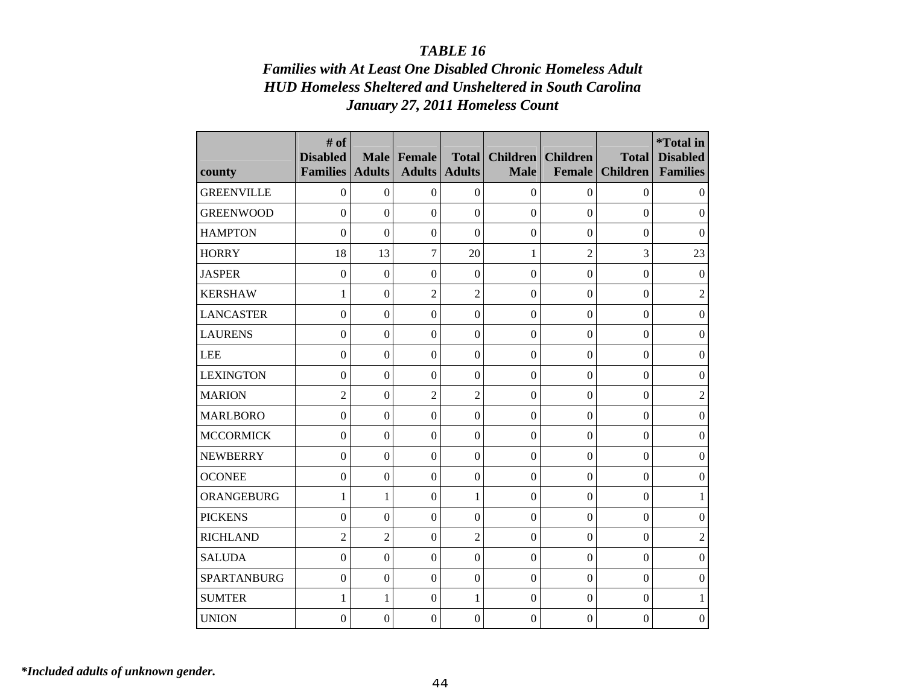***TABLE 16***
***Families with At Least One Disabled Chronic Homeless Adult***
***HUD Homeless Sheltered and Unsheltered in South Carolina***
***January 27, 2011 Homeless Count***

| county | # of Disabled Families | Male Adults | Female Adults | Total Adults | Children Male | Children Female | Total Children | *Total in Disabled Families |
|---|---|---|---|---|---|---|---|---|
| GREENVILLE | 0 | 0 | 0 | 0 | 0 | 0 | 0 | 0 |
| GREENWOOD | 0 | 0 | 0 | 0 | 0 | 0 | 0 | 0 |
| HAMPTON | 0 | 0 | 0 | 0 | 0 | 0 | 0 | 0 |
| HORRY | 18 | 13 | 7 | 20 | 1 | 2 | 3 | 23 |
| JASPER | 0 | 0 | 0 | 0 | 0 | 0 | 0 | 0 |
| KERSHAW | 1 | 0 | 2 | 2 | 0 | 0 | 0 | 2 |
| LANCASTER | 0 | 0 | 0 | 0 | 0 | 0 | 0 | 0 |
| LAURENS | 0 | 0 | 0 | 0 | 0 | 0 | 0 | 0 |
| LEE | 0 | 0 | 0 | 0 | 0 | 0 | 0 | 0 |
| LEXINGTON | 0 | 0 | 0 | 0 | 0 | 0 | 0 | 0 |
| MARION | 2 | 0 | 2 | 2 | 0 | 0 | 0 | 2 |
| MARLBORO | 0 | 0 | 0 | 0 | 0 | 0 | 0 | 0 |
| MCCORMICK | 0 | 0 | 0 | 0 | 0 | 0 | 0 | 0 |
| NEWBERRY | 0 | 0 | 0 | 0 | 0 | 0 | 0 | 0 |
| OCONEE | 0 | 0 | 0 | 0 | 0 | 0 | 0 | 0 |
| ORANGEBURG | 1 | 1 | 0 | 1 | 0 | 0 | 0 | 1 |
| PICKENS | 0 | 0 | 0 | 0 | 0 | 0 | 0 | 0 |
| RICHLAND | 2 | 2 | 0 | 2 | 0 | 0 | 0 | 2 |
| SALUDA | 0 | 0 | 0 | 0 | 0 | 0 | 0 | 0 |
| SPARTANBURG | 0 | 0 | 0 | 0 | 0 | 0 | 0 | 0 |
| SUMTER | 1 | 1 | 0 | 1 | 0 | 0 | 0 | 1 |
| UNION | 0 | 0 | 0 | 0 | 0 | 0 | 0 | 0 |

***Included adults of unknown gender.*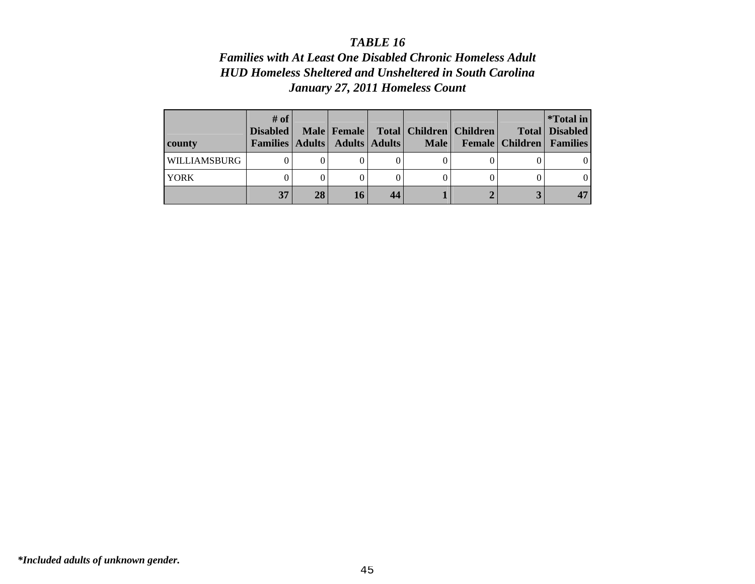***TABLE 16***

***Families with At Least One Disabled Chronic Homeless Adult***

***HUD Homeless Sheltered and Unsheltered in South Carolina***

***January 27, 2011 Homeless Count***

| county | # of Disabled Families | Male Adults | Female Adults | Total Adults | Children Male | Children Female | Total Children | *Total in Disabled Families |
|---|---|---|---|---|---|---|---|---|
| WILLIAMSBURG | 0 | 0 | 0 | 0 | 0 | 0 | 0 | 0 |
| YORK | 0 | 0 | 0 | 0 | 0 | 0 | 0 | 0 |
| | **37** | **28** | **16** | **44** | **1** | **2** | **3** | **47** |

***Included adults of unknown gender.**